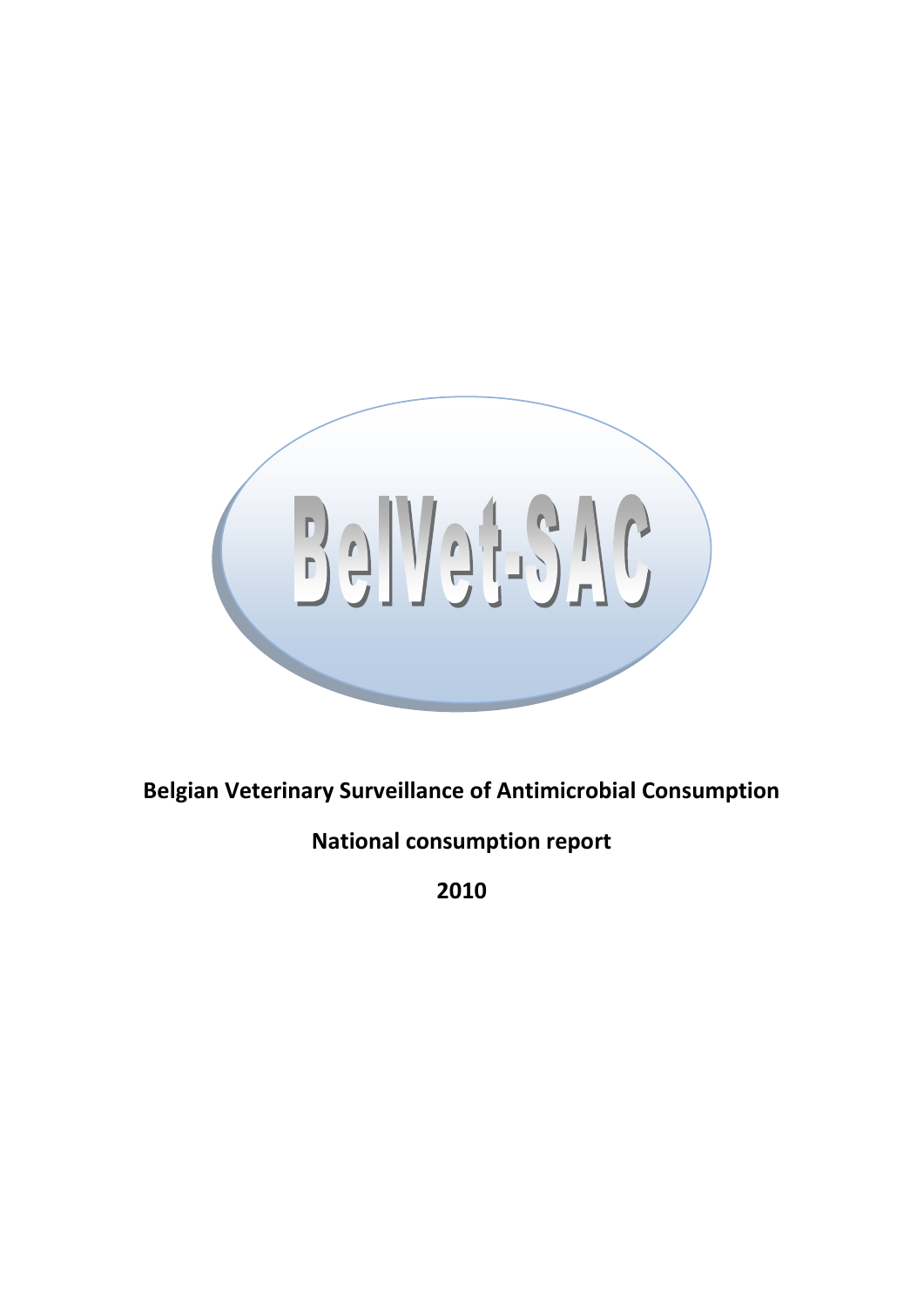# BelVet-SAC

**Belgian Veterinary Surveillance of Antimicrobial Consumption**

**National consumption report**

**2010**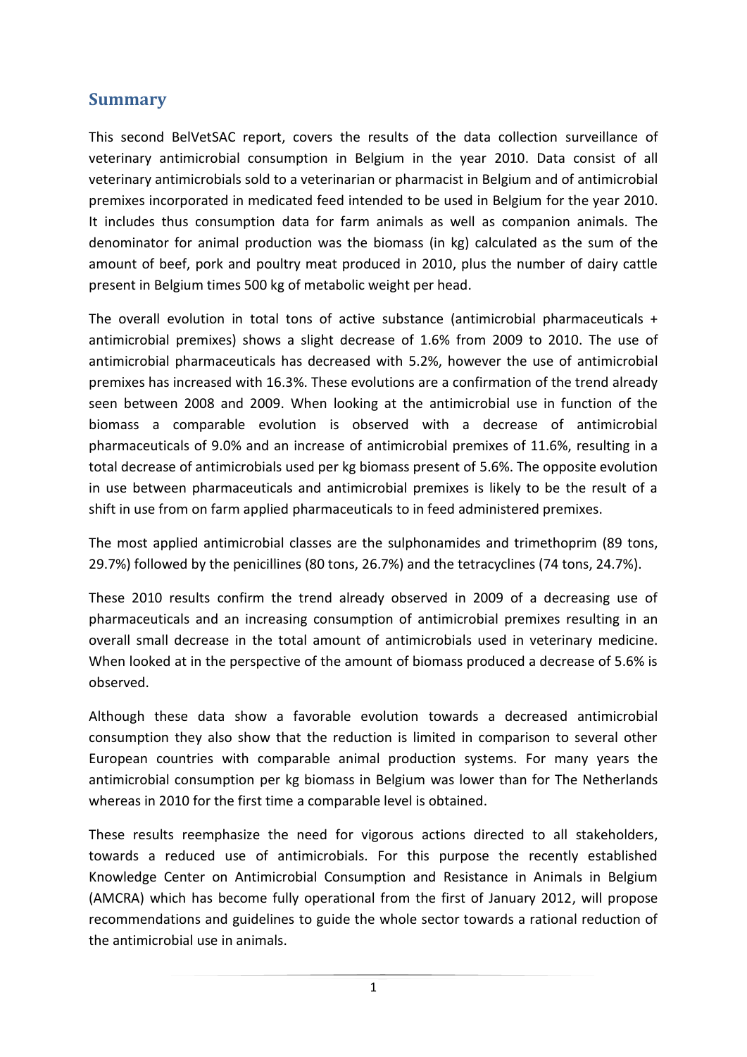## Summary

This second BelVetSAC report, covers the results of the data collection surveillance of veterinary antimicrobial consumption in Belgium in the year 2010. Data consist of all veterinary antimicrobials sold to a veterinarian or pharmacist in Belgium and of antimicrobial premixes incorporated in medicated feed intended to be used in Belgium for the year 2010. It includes thus consumption data for farm animals as well as companion animals. The denominator for animal production was the biomass (in kg) calculated as the sum of the amount of beef, pork and poultry meat produced in 2010, plus the number of dairy cattle present in Belgium times 500 kg of metabolic weight per head.

The overall evolution in total tons of active substance (antimicrobial pharmaceuticals + antimicrobial premixes) shows a slight decrease of 1.6% from 2009 to 2010. The use of antimicrobial pharmaceuticals has decreased with 5.2%, however the use of antimicrobial premixes has increased with 16.3%. These evolutions are a confirmation of the trend already seen between 2008 and 2009. When looking at the antimicrobial use in function of the biomass a comparable evolution is observed with a decrease of antimicrobial pharmaceuticals of 9.0% and an increase of antimicrobial premixes of 11.6%, resulting in a total decrease of antimicrobials used per kg biomass present of 5.6%. The opposite evolution in use between pharmaceuticals and antimicrobial premixes is likely to be the result of a shift in use from on farm applied pharmaceuticals to in feed administered premixes.

The most applied antimicrobial classes are the sulphonamides and trimethoprim (89 tons, 29.7%) followed by the penicillines (80 tons, 26.7%) and the tetracyclines (74 tons, 24.7%).

These 2010 results confirm the trend already observed in 2009 of a decreasing use of pharmaceuticals and an increasing consumption of antimicrobial premixes resulting in an overall small decrease in the total amount of antimicrobials used in veterinary medicine. When looked at in the perspective of the amount of biomass produced a decrease of 5.6% is observed.

Although these data show a favorable evolution towards a decreased antimicrobial consumption they also show that the reduction is limited in comparison to several other European countries with comparable animal production systems. For many years the antimicrobial consumption per kg biomass in Belgium was lower than for The Netherlands whereas in 2010 for the first time a comparable level is obtained.

These results reemphasize the need for vigorous actions directed to all stakeholders, towards a reduced use of antimicrobials. For this purpose the recently established Knowledge Center on Antimicrobial Consumption and Resistance in Animals in Belgium (AMCRA) which has become fully operational from the first of January 2012, will propose recommendations and guidelines to guide the whole sector towards a rational reduction of the antimicrobial use in animals.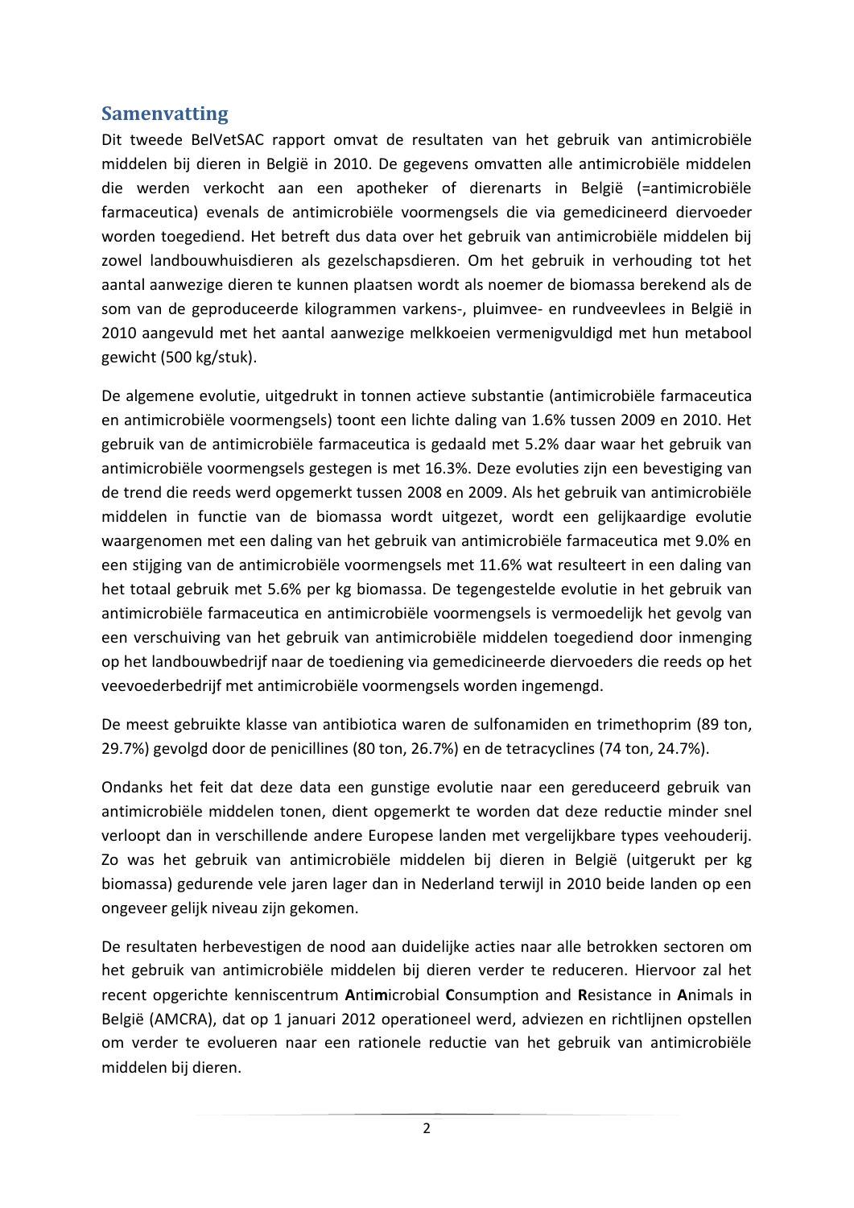## Samenvatting

Dit tweede BelVetSAC rapport omvat de resultaten van het gebruik van antimicrobiële middelen bij dieren in België in 2010. De gegevens omvatten alle antimicrobiële middelen die werden verkocht aan een apotheker of dierenarts in België (=antimicrobiële farmaceutica) evenals de antimicrobiële voormengsels die via gemedicineerd diervoeder worden toegediend. Het betreft dus data over het gebruik van antimicrobiële middelen bij zowel landbouwhuisdieren als gezelschapsdieren. Om het gebruik in verhouding tot het aantal aanwezige dieren te kunnen plaatsen wordt als noemer de biomassa berekend als de som van de geproduceerde kilogrammen varkens-, pluimvee- en rundveevlees in België in 2010 aangevuld met het aantal aanwezige melkkoeien vermenigvuldigd met hun metabool gewicht (500 kg/stuk).

De algemene evolutie, uitgedrukt in tonnen actieve substantie (antimicrobiële farmaceutica en antimicrobiële voormengsels) toont een lichte daling van 1.6% tussen 2009 en 2010. Het gebruik van de antimicrobiële farmaceutica is gedaald met 5.2% daar waar het gebruik van antimicrobiële voormengsels gestegen is met 16.3%. Deze evoluties zijn een bevestiging van de trend die reeds werd opgemerkt tussen 2008 en 2009. Als het gebruik van antimicrobiële middelen in functie van de biomassa wordt uitgezet, wordt een gelijkaardige evolutie waargenomen met een daling van het gebruik van antimicrobiële farmaceutica met 9.0% en een stijging van de antimicrobiële voormengsels met 11.6% wat resulteert in een daling van het totaal gebruik met 5.6% per kg biomassa. De tegengestelde evolutie in het gebruik van antimicrobiële farmaceutica en antimicrobiële voormengsels is vermoedelijk het gevolg van een verschuiving van het gebruik van antimicrobiële middelen toegediend door inmenging op het landbouwbedrijf naar de toediening via gemedicineerde diervoeders die reeds op het veevoederbedrijf met antimicrobiële voormengsels worden ingemengd.

De meest gebruikte klasse van antibiotica waren de sulfonamiden en trimethoprim (89 ton, 29.7%) gevolgd door de penicillines (80 ton, 26.7%) en de tetracyclines (74 ton, 24.7%).

Ondanks het feit dat deze data een gunstige evolutie naar een gereduceerd gebruik van antimicrobiële middelen tonen, dient opgemerkt te worden dat deze reductie minder snel verloopt dan in verschillende andere Europese landen met vergelijkbare types veehouderij. Zo was het gebruik van antimicrobiële middelen bij dieren in België (uitgerukt per kg biomassa) gedurende vele jaren lager dan in Nederland terwijl in 2010 beide landen op een ongeveer gelijk niveau zijn gekomen.

De resultaten herbevestigen de nood aan duidelijke acties naar alle betrokken sectoren om het gebruik van antimicrobiële middelen bij dieren verder te reduceren. Hiervoor zal het recent opgerichte kenniscentrum **A**nti**m**icrobial **C**onsumption and **R**esistance in **A**nimals in België (AMCRA), dat op 1 januari 2012 operationeel werd, adviezen en richtlijnen opstellen om verder te evolueren naar een rationele reductie van het gebruik van antimicrobiële middelen bij dieren.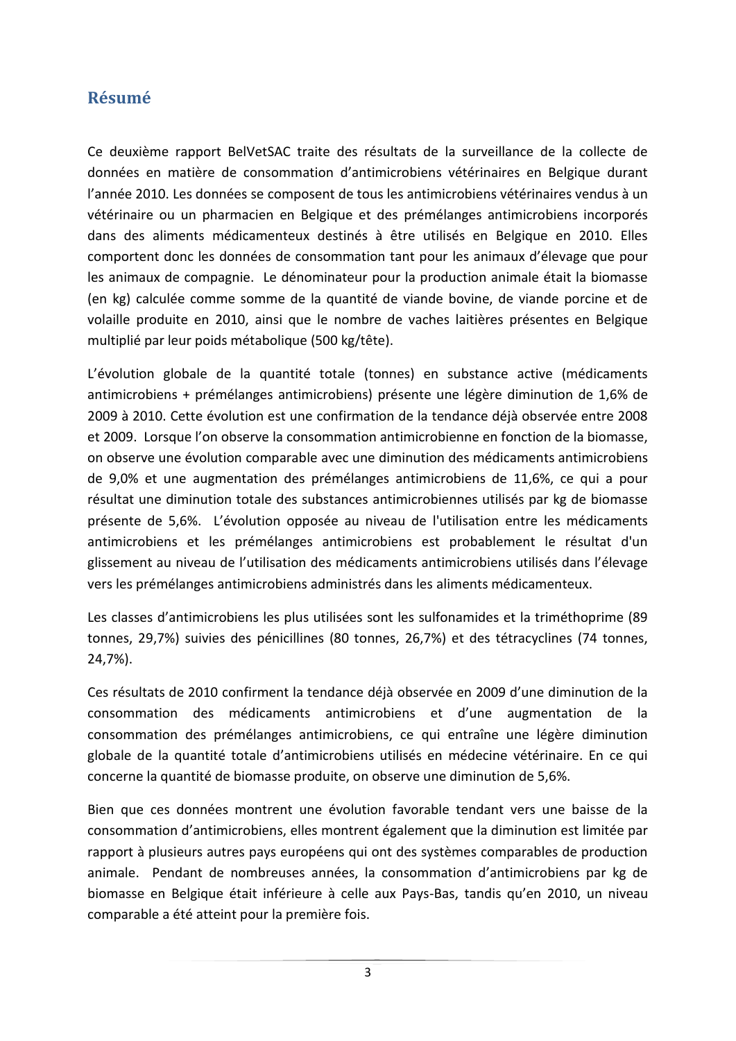## Résumé

Ce deuxième rapport BelVetSAC traite des résultats de la surveillance de la collecte de données en matière de consommation d'antimicrobiens vétérinaires en Belgique durant l'année 2010. Les données se composent de tous les antimicrobiens vétérinaires vendus à un vétérinaire ou un pharmacien en Belgique et des prémélanges antimicrobiens incorporés dans des aliments médicamenteux destinés à être utilisés en Belgique en 2010. Elles comportent donc les données de consommation tant pour les animaux d'élevage que pour les animaux de compagnie. Le dénominateur pour la production animale était la biomasse (en kg) calculée comme somme de la quantité de viande bovine, de viande porcine et de volaille produite en 2010, ainsi que le nombre de vaches laitières présentes en Belgique multiplié par leur poids métabolique (500 kg/tête).

L'évolution globale de la quantité totale (tonnes) en substance active (médicaments antimicrobiens + prémélanges antimicrobiens) présente une légère diminution de 1,6% de 2009 à 2010. Cette évolution est une confirmation de la tendance déjà observée entre 2008 et 2009. Lorsque l'on observe la consommation antimicrobienne en fonction de la biomasse, on observe une évolution comparable avec une diminution des médicaments antimicrobiens de 9,0% et une augmentation des prémélanges antimicrobiens de 11,6%, ce qui a pour résultat une diminution totale des substances antimicrobiennes utilisés par kg de biomasse présente de 5,6%. L'évolution opposée au niveau de l'utilisation entre les médicaments antimicrobiens et les prémélanges antimicrobiens est probablement le résultat d'un glissement au niveau de l'utilisation des médicaments antimicrobiens utilisés dans l'élevage vers les prémélanges antimicrobiens administrés dans les aliments médicamenteux.

Les classes d'antimicrobiens les plus utilisées sont les sulfonamides et la triméthoprime (89 tonnes, 29,7%) suivies des pénicillines (80 tonnes, 26,7%) et des tétracyclines (74 tonnes, 24,7%).

Ces résultats de 2010 confirment la tendance déjà observée en 2009 d'une diminution de la consommation des médicaments antimicrobiens et d'une augmentation de la consommation des prémélanges antimicrobiens, ce qui entraîne une légère diminution globale de la quantité totale d'antimicrobiens utilisés en médecine vétérinaire. En ce qui concerne la quantité de biomasse produite, on observe une diminution de 5,6%.

Bien que ces données montrent une évolution favorable tendant vers une baisse de la consommation d'antimicrobiens, elles montrent également que la diminution est limitée par rapport à plusieurs autres pays européens qui ont des systèmes comparables de production animale. Pendant de nombreuses années, la consommation d'antimicrobiens par kg de biomasse en Belgique était inférieure à celle aux Pays-Bas, tandis qu'en 2010, un niveau comparable a été atteint pour la première fois.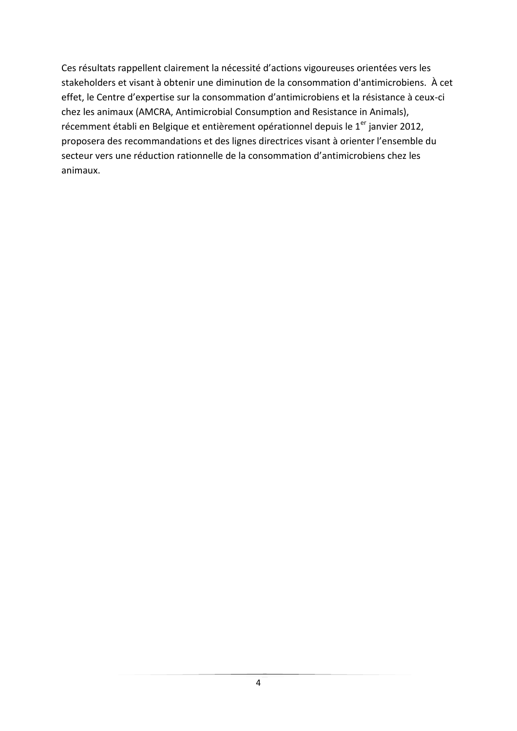Ces résultats rappellent clairement la nécessité d'actions vigoureuses orientées vers les stakeholders et visant à obtenir une diminution de la consommation d'antimicrobiens. À cet effet, le Centre d'expertise sur la consommation d'antimicrobiens et la résistance à ceux-ci chez les animaux (AMCRA, Antimicrobial Consumption and Resistance in Animals), récemment établi en Belgique et entièrement opérationnel depuis le 1er janvier 2012, proposera des recommandations et des lignes directrices visant à orienter l'ensemble du secteur vers une réduction rationnelle de la consommation d'antimicrobiens chez les animaux.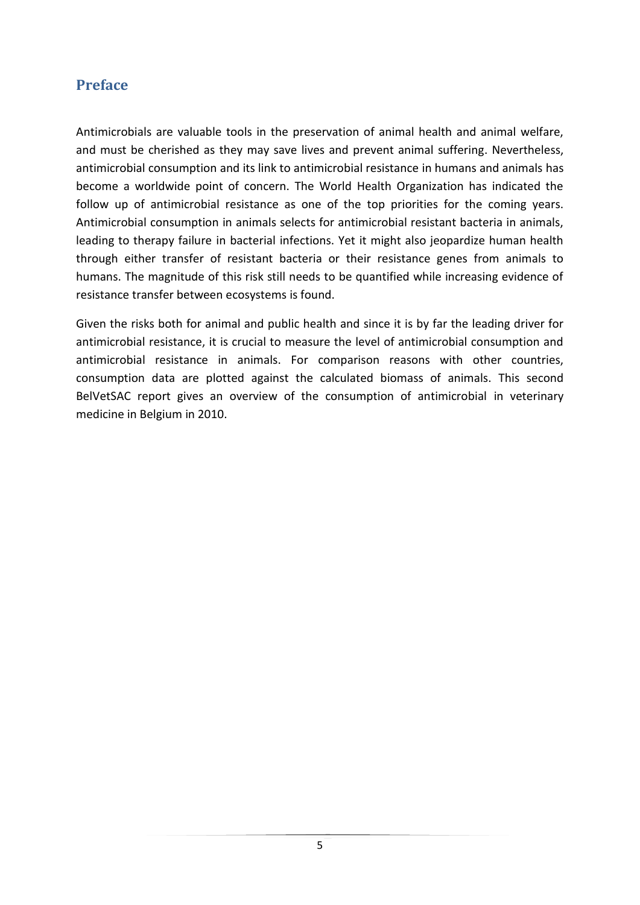## Preface

Antimicrobials are valuable tools in the preservation of animal health and animal welfare, and must be cherished as they may save lives and prevent animal suffering. Nevertheless, antimicrobial consumption and its link to antimicrobial resistance in humans and animals has become a worldwide point of concern. The World Health Organization has indicated the follow up of antimicrobial resistance as one of the top priorities for the coming years. Antimicrobial consumption in animals selects for antimicrobial resistant bacteria in animals, leading to therapy failure in bacterial infections. Yet it might also jeopardize human health through either transfer of resistant bacteria or their resistance genes from animals to humans. The magnitude of this risk still needs to be quantified while increasing evidence of resistance transfer between ecosystems is found.

Given the risks both for animal and public health and since it is by far the leading driver for antimicrobial resistance, it is crucial to measure the level of antimicrobial consumption and antimicrobial resistance in animals. For comparison reasons with other countries, consumption data are plotted against the calculated biomass of animals. This second BelVetSAC report gives an overview of the consumption of antimicrobial in veterinary medicine in Belgium in 2010.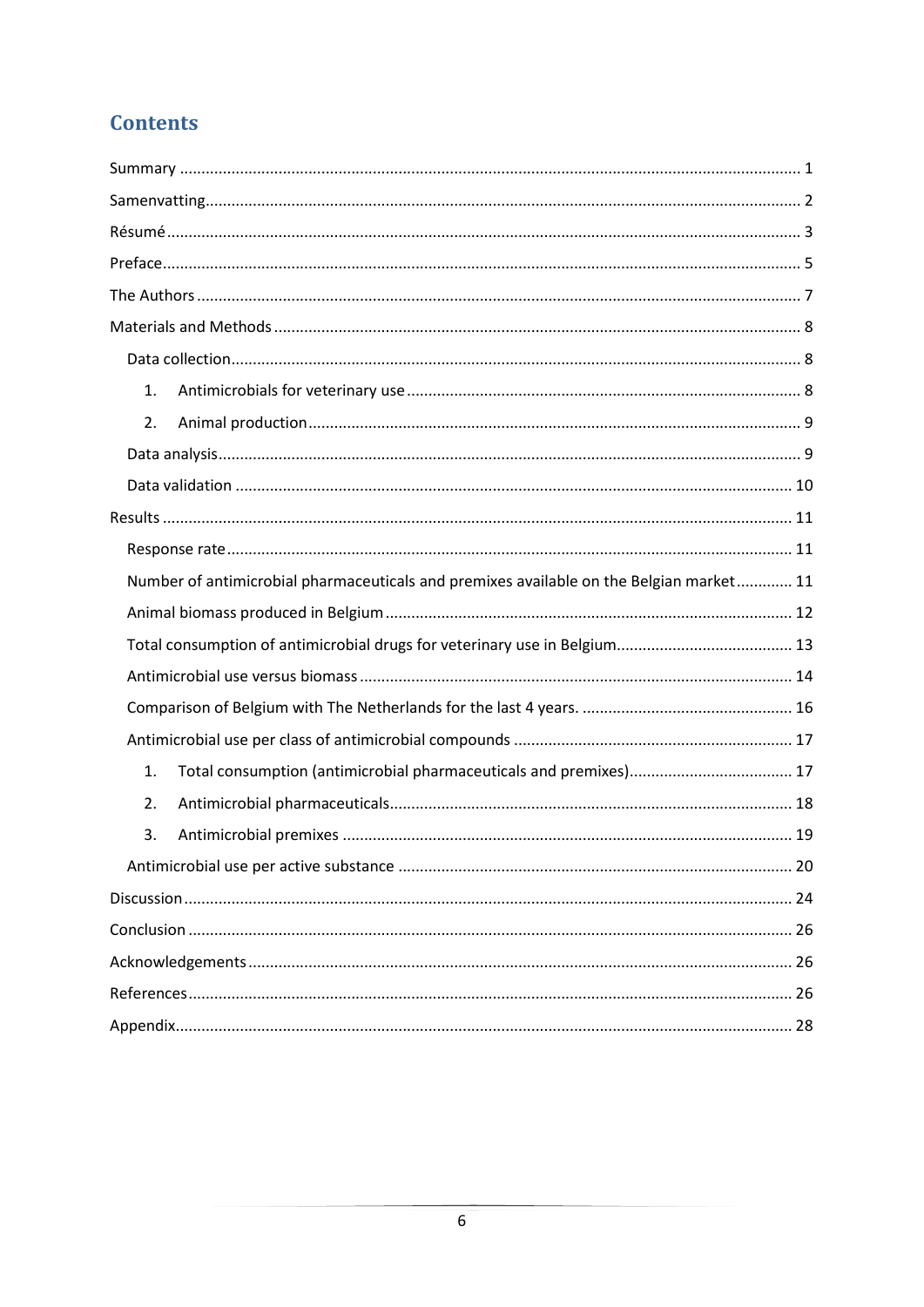# Contents

Summary ........................................................................................................................................ 1

Samenvatting.................................................................................................................................. 2

Résumé .......................................................................................................................................... 3

Preface............................................................................................................................................ 5

The Authors .................................................................................................................................... 7

Materials and Methods .................................................................................................................. 8

- Data collection............................................................................................................................. 8
  1. Antimicrobials for veterinary use ........................................................................................... 8
  2. Animal production .................................................................................................................. 9
- Data analysis................................................................................................................................ 9
- Data validation ........................................................................................................................... 10

Results .......................................................................................................................................... 11

- Response rate ............................................................................................................................ 11
- Number of antimicrobial pharmaceuticals and premixes available on the Belgian market............. 11
- Animal biomass produced in Belgium ......................................................................................... 12
- Total consumption of antimicrobial drugs for veterinary use in Belgium....................................... 13
- Antimicrobial use versus biomass ................................................................................................ 14
- Comparison of Belgium with The Netherlands for the last 4 years. ............................................... 16
- Antimicrobial use per class of antimicrobial compounds ............................................................. 17
  1. Total consumption (antimicrobial pharmaceuticals and premixes)....................................... 17
  2. Antimicrobial pharmaceuticals.............................................................................................. 18
  3. Antimicrobial premixes ......................................................................................................... 19
- Antimicrobial use per active substance ....................................................................................... 20

Discussion .................................................................................................................................... 24

Conclusion .................................................................................................................................... 26

Acknowledgements ...................................................................................................................... 26

References.................................................................................................................................... 26

Appendix....................................................................................................................................... 28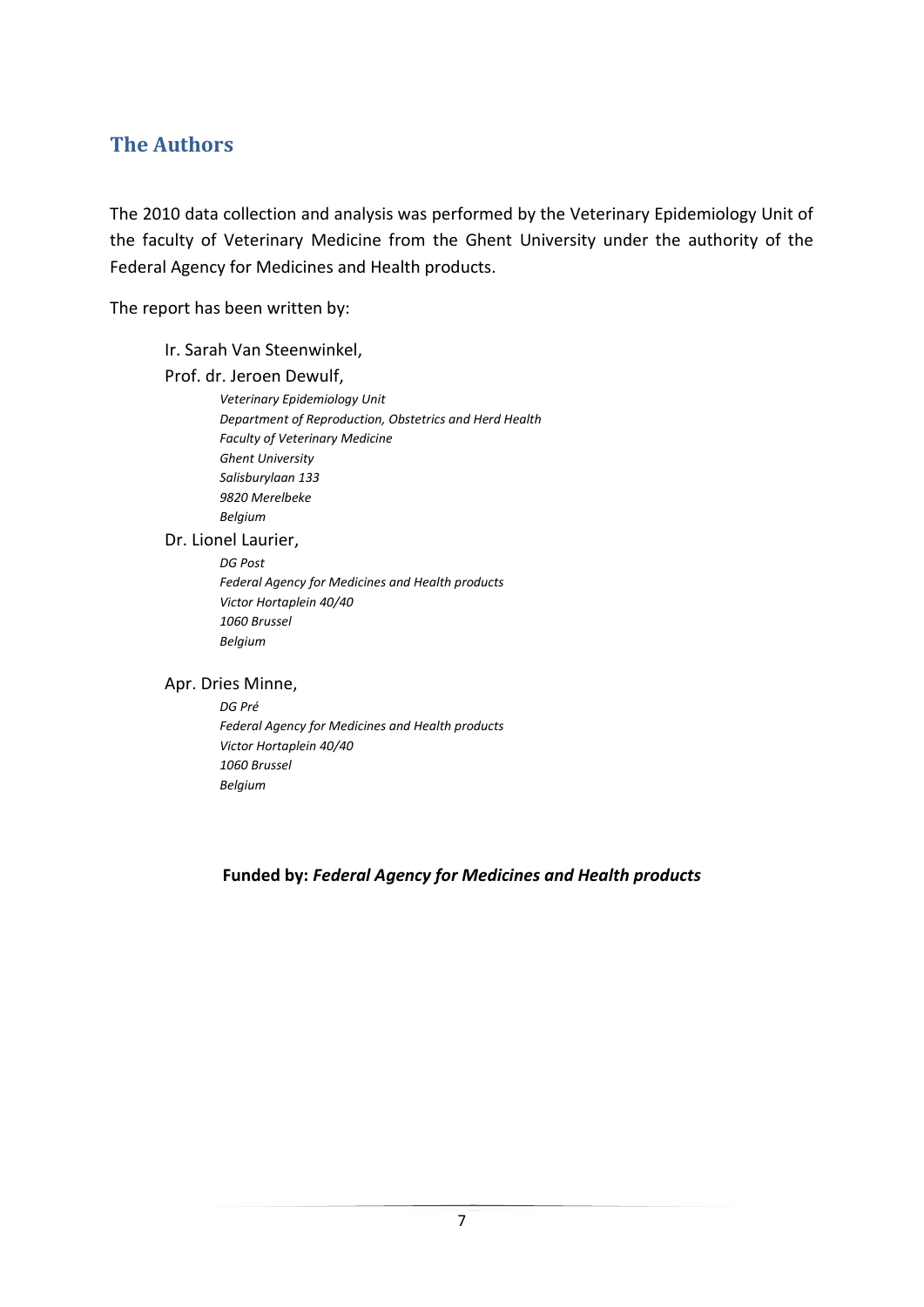## The Authors

The 2010 data collection and analysis was performed by the Veterinary Epidemiology Unit of the faculty of Veterinary Medicine from the Ghent University under the authority of the Federal Agency for Medicines and Health products.

The report has been written by:

Ir. Sarah Van Steenwinkel,

Prof. dr. Jeroen Dewulf,

*Veterinary Epidemiology Unit*
*Department of Reproduction, Obstetrics and Herd Health*
*Faculty of Veterinary Medicine*
*Ghent University*
*Salisburylaan 133*
*9820 Merelbeke*
*Belgium*

Dr. Lionel Laurier,

*DG Post*
*Federal Agency for Medicines and Health products*
*Victor Hortaplein 40/40*
*1060 Brussel*
*Belgium*

Apr. Dries Minne,

*DG Pré*
*Federal Agency for Medicines and Health products*
*Victor Hortaplein 40/40*
*1060 Brussel*
*Belgium*

**Funded by:** ***Federal Agency for Medicines and Health products***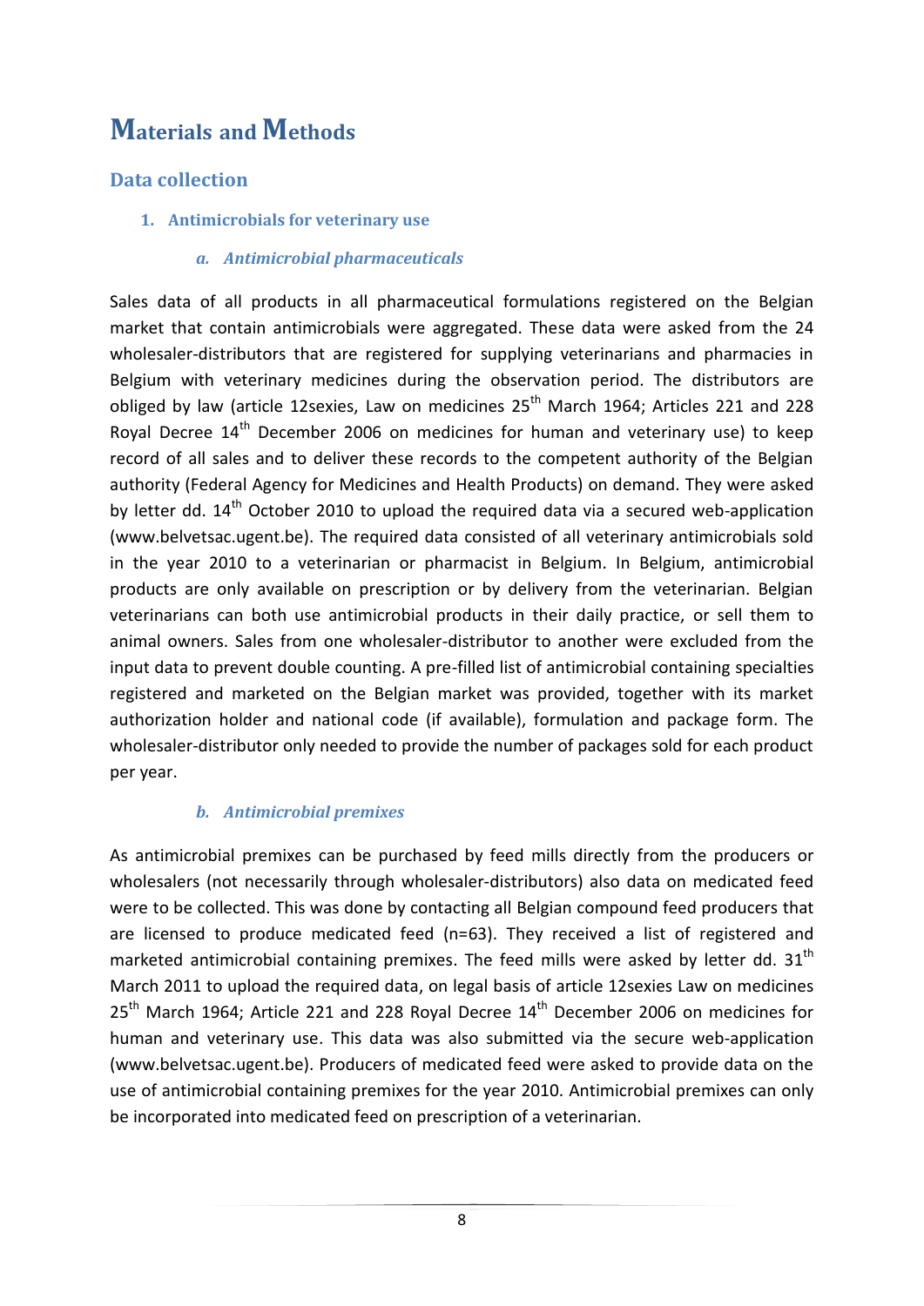# Materials and Methods

## Data collection

### 1. Antimicrobials for veterinary use

#### *a. Antimicrobial pharmaceuticals*

Sales data of all products in all pharmaceutical formulations registered on the Belgian market that contain antimicrobials were aggregated. These data were asked from the 24 wholesaler-distributors that are registered for supplying veterinarians and pharmacies in Belgium with veterinary medicines during the observation period. The distributors are obliged by law (article 12sexies, Law on medicines 25th March 1964; Articles 221 and 228 Royal Decree 14th December 2006 on medicines for human and veterinary use) to keep record of all sales and to deliver these records to the competent authority of the Belgian authority (Federal Agency for Medicines and Health Products) on demand. They were asked by letter dd. 14th October 2010 to upload the required data via a secured web-application (www.belvetsac.ugent.be). The required data consisted of all veterinary antimicrobials sold in the year 2010 to a veterinarian or pharmacist in Belgium. In Belgium, antimicrobial products are only available on prescription or by delivery from the veterinarian. Belgian veterinarians can both use antimicrobial products in their daily practice, or sell them to animal owners. Sales from one wholesaler-distributor to another were excluded from the input data to prevent double counting. A pre-filled list of antimicrobial containing specialties registered and marketed on the Belgian market was provided, together with its market authorization holder and national code (if available), formulation and package form. The wholesaler-distributor only needed to provide the number of packages sold for each product per year.

#### *b. Antimicrobial premixes*

As antimicrobial premixes can be purchased by feed mills directly from the producers or wholesalers (not necessarily through wholesaler-distributors) also data on medicated feed were to be collected. This was done by contacting all Belgian compound feed producers that are licensed to produce medicated feed (n=63). They received a list of registered and marketed antimicrobial containing premixes. The feed mills were asked by letter dd. 31st March 2011 to upload the required data, on legal basis of article 12sexies Law on medicines 25th March 1964; Article 221 and 228 Royal Decree 14th December 2006 on medicines for human and veterinary use. This data was also submitted via the secure web-application (www.belvetsac.ugent.be). Producers of medicated feed were asked to provide data on the use of antimicrobial containing premixes for the year 2010. Antimicrobial premixes can only be incorporated into medicated feed on prescription of a veterinarian.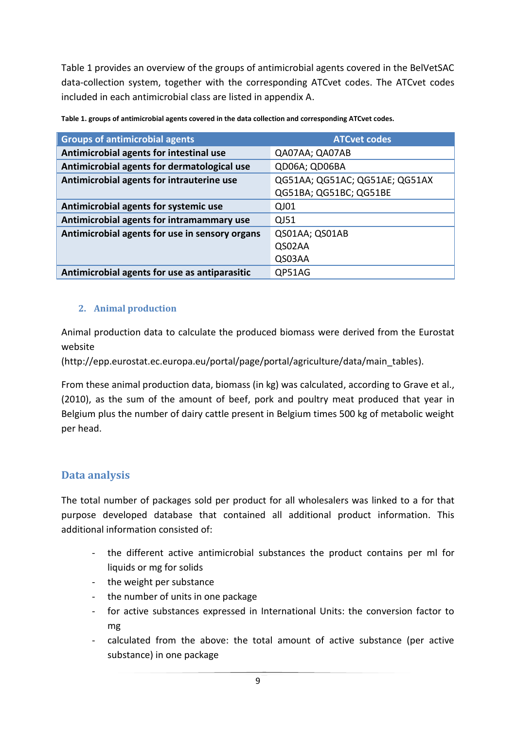Table 1 provides an overview of the groups of antimicrobial agents covered in the BelVetSAC data-collection system, together with the corresponding ATCvet codes. The ATCvet codes included in each antimicrobial class are listed in appendix A.

**Table 1. groups of antimicrobial agents covered in the data collection and corresponding ATCvet codes.**

| Groups of antimicrobial agents | ATCvet codes |
|---|---|
| **Antimicrobial agents for intestinal use** | QA07AA; QA07AB |
| **Antimicrobial agents for dermatological use** | QD06A; QD06BA |
| **Antimicrobial agents for intrauterine use** | QG51AA; QG51AC; QG51AE; QG51AX<br>QG51BA; QG51BC; QG51BE |
| **Antimicrobial agents for systemic use** | QJ01 |
| **Antimicrobial agents for intramammary use** | QJ51 |
| **Antimicrobial agents for use in sensory organs** | QS01AA; QS01AB<br>QS02AA<br>QS03AA |
| **Antimicrobial agents for use as antiparasitic** | QP51AG |

### 2. Animal production

Animal production data to calculate the produced biomass were derived from the Eurostat website (http://epp.eurostat.ec.europa.eu/portal/page/portal/agriculture/data/main_tables).

From these animal production data, biomass (in kg) was calculated, according to Grave et al., (2010), as the sum of the amount of beef, pork and poultry meat produced that year in Belgium plus the number of dairy cattle present in Belgium times 500 kg of metabolic weight per head.

## Data analysis

The total number of packages sold per product for all wholesalers was linked to a for that purpose developed database that contained all additional product information. This additional information consisted of:

- the different active antimicrobial substances the product contains per ml for liquids or mg for solids
- the weight per substance
- the number of units in one package
- for active substances expressed in International Units: the conversion factor to mg
- calculated from the above: the total amount of active substance (per active substance) in one package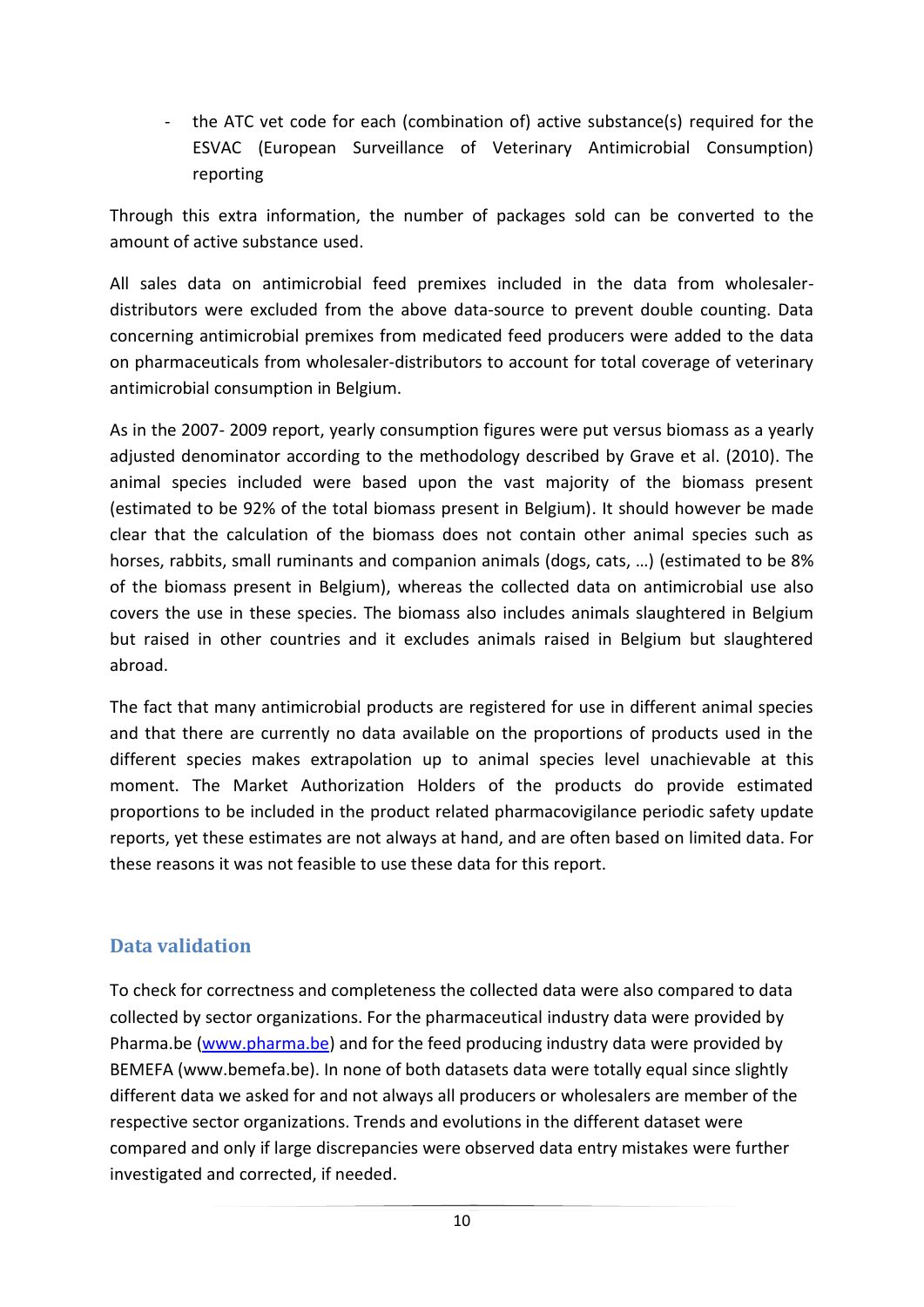- the ATC vet code for each (combination of) active substance(s) required for the ESVAC (European Surveillance of Veterinary Antimicrobial Consumption) reporting

Through this extra information, the number of packages sold can be converted to the amount of active substance used.

All sales data on antimicrobial feed premixes included in the data from wholesaler-distributors were excluded from the above data-source to prevent double counting. Data concerning antimicrobial premixes from medicated feed producers were added to the data on pharmaceuticals from wholesaler-distributors to account for total coverage of veterinary antimicrobial consumption in Belgium.

As in the 2007- 2009 report, yearly consumption figures were put versus biomass as a yearly adjusted denominator according to the methodology described by Grave et al. (2010). The animal species included were based upon the vast majority of the biomass present (estimated to be 92% of the total biomass present in Belgium). It should however be made clear that the calculation of the biomass does not contain other animal species such as horses, rabbits, small ruminants and companion animals (dogs, cats, …) (estimated to be 8% of the biomass present in Belgium), whereas the collected data on antimicrobial use also covers the use in these species. The biomass also includes animals slaughtered in Belgium but raised in other countries and it excludes animals raised in Belgium but slaughtered abroad.

The fact that many antimicrobial products are registered for use in different animal species and that there are currently no data available on the proportions of products used in the different species makes extrapolation up to animal species level unachievable at this moment. The Market Authorization Holders of the products do provide estimated proportions to be included in the product related pharmacovigilance periodic safety update reports, yet these estimates are not always at hand, and are often based on limited data. For these reasons it was not feasible to use these data for this report.

## Data validation

To check for correctness and completeness the collected data were also compared to data collected by sector organizations. For the pharmaceutical industry data were provided by Pharma.be ([www.pharma.be](www.pharma.be)) and for the feed producing industry data were provided by BEMEFA (www.bemefa.be). In none of both datasets data were totally equal since slightly different data we asked for and not always all producers or wholesalers are member of the respective sector organizations. Trends and evolutions in the different dataset were compared and only if large discrepancies were observed data entry mistakes were further investigated and corrected, if needed.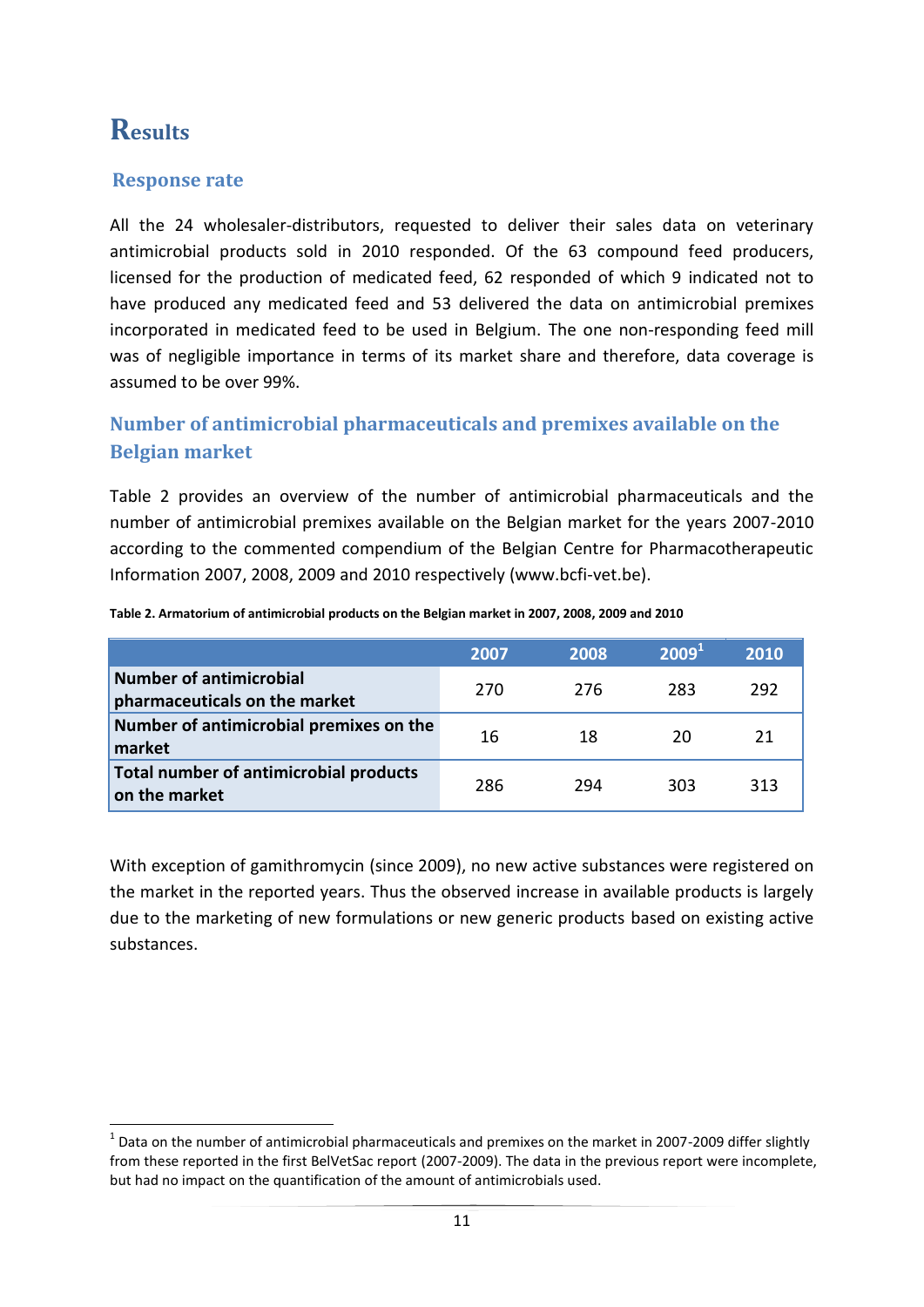# Results

## Response rate

All the 24 wholesaler-distributors, requested to deliver their sales data on veterinary antimicrobial products sold in 2010 responded. Of the 63 compound feed producers, licensed for the production of medicated feed, 62 responded of which 9 indicated not to have produced any medicated feed and 53 delivered the data on antimicrobial premixes incorporated in medicated feed to be used in Belgium. The one non-responding feed mill was of negligible importance in terms of its market share and therefore, data coverage is assumed to be over 99%.

## Number of antimicrobial pharmaceuticals and premixes available on the Belgian market

Table 2 provides an overview of the number of antimicrobial pharmaceuticals and the number of antimicrobial premixes available on the Belgian market for the years 2007-2010 according to the commented compendium of the Belgian Centre for Pharmacotherapeutic Information 2007, 2008, 2009 and 2010 respectively (www.bcfi-vet.be).

**Table 2. Armatorium of antimicrobial products on the Belgian market in 2007, 2008, 2009 and 2010**

| | 2007 | 2008 | 2009[1] | 2010 |
|---|---|---|---|---|
| **Number of antimicrobial pharmaceuticals on the market** | 270 | 276 | 283 | 292 |
| **Number of antimicrobial premixes on the market** | 16 | 18 | 20 | 21 |
| **Total number of antimicrobial products on the market** | 286 | 294 | 303 | 313 |

With exception of gamithromycin (since 2009), no new active substances were registered on the market in the reported years. Thus the observed increase in available products is largely due to the marketing of new formulations or new generic products based on existing active substances.

[1] Data on the number of antimicrobial pharmaceuticals and premixes on the market in 2007-2009 differ slightly from these reported in the first BelVetSac report (2007-2009). The data in the previous report were incomplete, but had no impact on the quantification of the amount of antimicrobials used.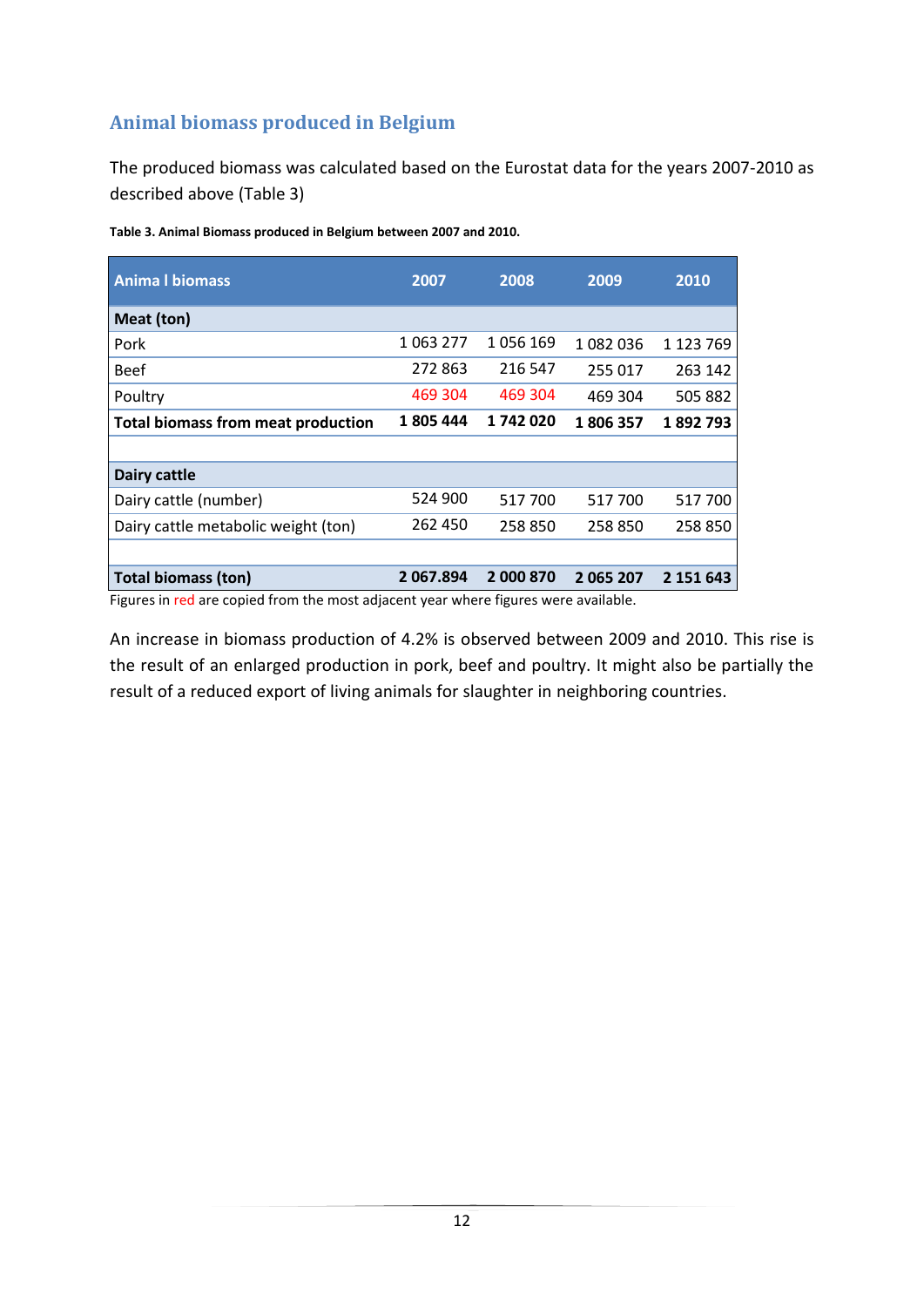## Animal biomass produced in Belgium

The produced biomass was calculated based on the Eurostat data for the years 2007-2010 as described above (Table 3)

**Table 3. Animal Biomass produced in Belgium between 2007 and 2010.**

| Anima l biomass | 2007 | 2008 | 2009 | 2010 |
|---|---|---|---|---|
| **Meat (ton)** | | | | |
| Pork | 1 063 277 | 1 056 169 | 1 082 036 | 1 123 769 |
| Beef | 272 863 | 216 547 | 255 017 | 263 142 |
| Poultry | 469 304 | 469 304 | 469 304 | 505 882 |
| **Total biomass from meat production** | **1 805 444** | **1 742 020** | **1 806 357** | **1 892 793** |
| | | | | |
| **Dairy cattle** | | | | |
| Dairy cattle (number) | 524 900 | 517 700 | 517 700 | 517 700 |
| Dairy cattle metabolic weight (ton) | 262 450 | 258 850 | 258 850 | 258 850 |
| | | | | |
| **Total biomass (ton)** | **2 067.894** | **2 000 870** | **2 065 207** | **2 151 643** |

Figures in red are copied from the most adjacent year where figures were available.

An increase in biomass production of 4.2% is observed between 2009 and 2010. This rise is the result of an enlarged production in pork, beef and poultry. It might also be partially the result of a reduced export of living animals for slaughter in neighboring countries.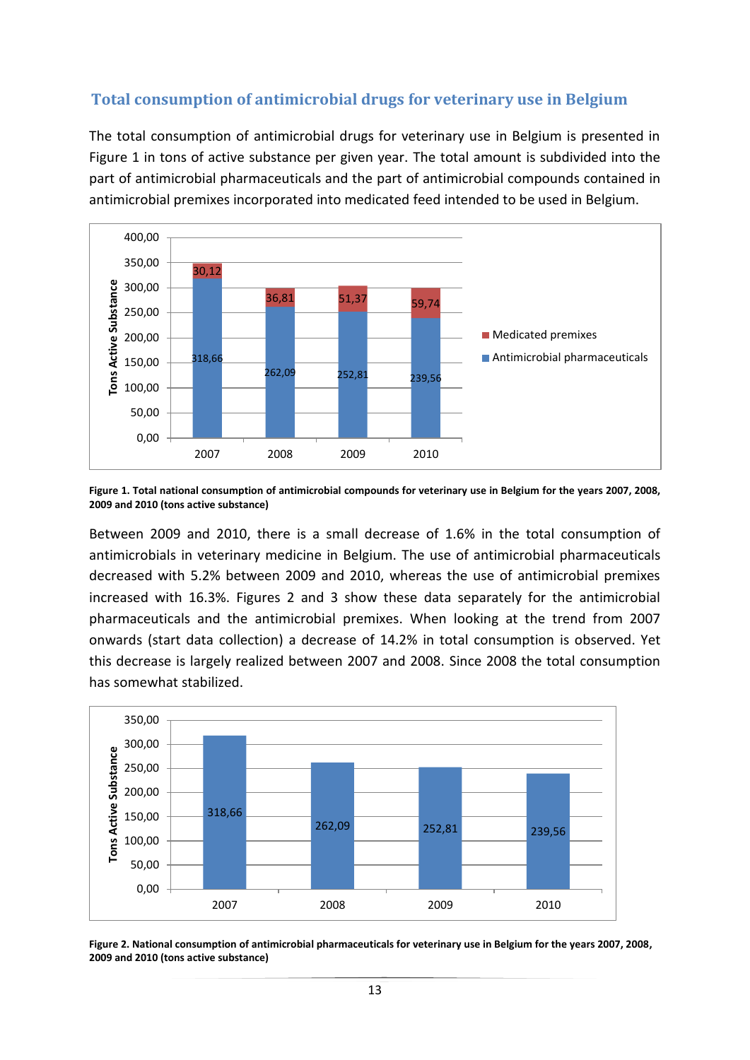## Total consumption of antimicrobial drugs for veterinary use in Belgium

The total consumption of antimicrobial drugs for veterinary use in Belgium is presented in Figure 1 in tons of active substance per given year. The total amount is subdivided into the part of antimicrobial pharmaceuticals and the part of antimicrobial compounds contained in antimicrobial premixes incorporated into medicated feed intended to be used in Belgium.

**Figure 1. Total national consumption of antimicrobial compounds for veterinary use in Belgium for the years 2007, 2008, 2009 and 2010 (tons active substance)**

Between 2009 and 2010, there is a small decrease of 1.6% in the total consumption of antimicrobials in veterinary medicine in Belgium. The use of antimicrobial pharmaceuticals decreased with 5.2% between 2009 and 2010, whereas the use of antimicrobial premixes increased with 16.3%. Figures 2 and 3 show these data separately for the antimicrobial pharmaceuticals and the antimicrobial premixes. When looking at the trend from 2007 onwards (start data collection) a decrease of 14.2% in total consumption is observed. Yet this decrease is largely realized between 2007 and 2008. Since 2008 the total consumption has somewhat stabilized.

**Figure 2. National consumption of antimicrobial pharmaceuticals for veterinary use in Belgium for the years 2007, 2008, 2009 and 2010 (tons active substance)**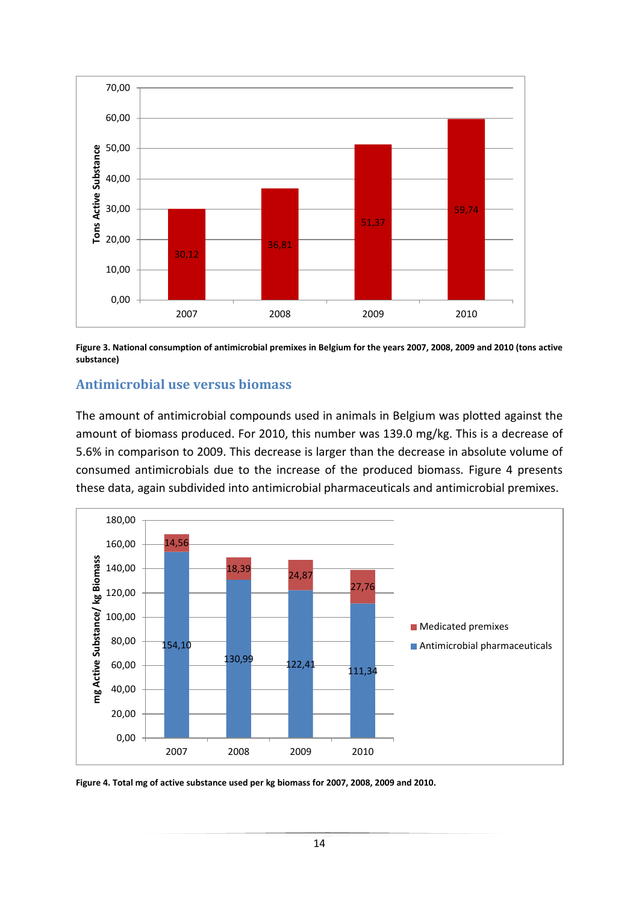Figure 3. National consumption of antimicrobial premixes in Belgium for the years 2007, 2008, 2009 and 2010 (tons active substance)

## Antimicrobial use versus biomass

The amount of antimicrobial compounds used in animals in Belgium was plotted against the amount of biomass produced. For 2010, this number was 139.0 mg/kg. This is a decrease of 5.6% in comparison to 2009. This decrease is larger than the decrease in absolute volume of consumed antimicrobials due to the increase of the produced biomass. Figure 4 presents these data, again subdivided into antimicrobial pharmaceuticals and antimicrobial premixes.

Figure 4. Total mg of active substance used per kg biomass for 2007, 2008, 2009 and 2010.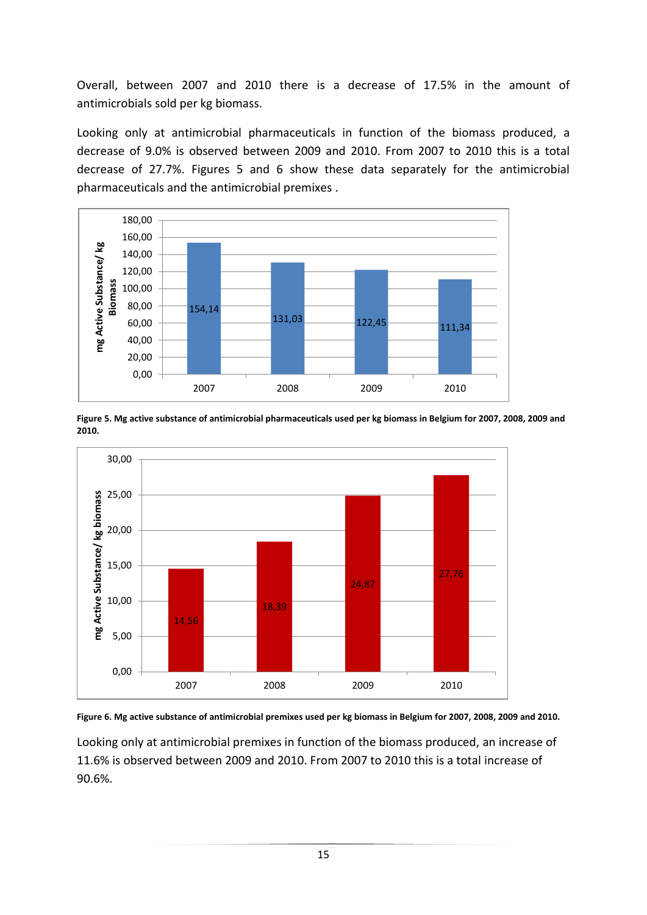Overall, between 2007 and 2010 there is a decrease of 17.5% in the amount of antimicrobials sold per kg biomass.

Looking only at antimicrobial pharmaceuticals in function of the biomass produced, a decrease of 9.0% is observed between 2009 and 2010. From 2007 to 2010 this is a total decrease of 27.7%. Figures 5 and 6 show these data separately for the antimicrobial pharmaceuticals and the antimicrobial premixes .

| Year | mg Active Substance/ kg Biomass |
|---|---|
| 2007 | 154,14 |
| 2008 | 131,03 |
| 2009 | 122,45 |
| 2010 | 111,34 |

**Figure 5. Mg active substance of antimicrobial pharmaceuticals used per kg biomass in Belgium for 2007, 2008, 2009 and 2010.**

| Year | mg Active Substance/ kg biomass |
|---|---|
| 2007 | 14,56 |
| 2008 | 18,39 |
| 2009 | 24,87 |
| 2010 | 27,76 |

**Figure 6. Mg active substance of antimicrobial premixes used per kg biomass in Belgium for 2007, 2008, 2009 and 2010.**

Looking only at antimicrobial premixes in function of the biomass produced, an increase of 11.6% is observed between 2009 and 2010. From 2007 to 2010 this is a total increase of 90.6%.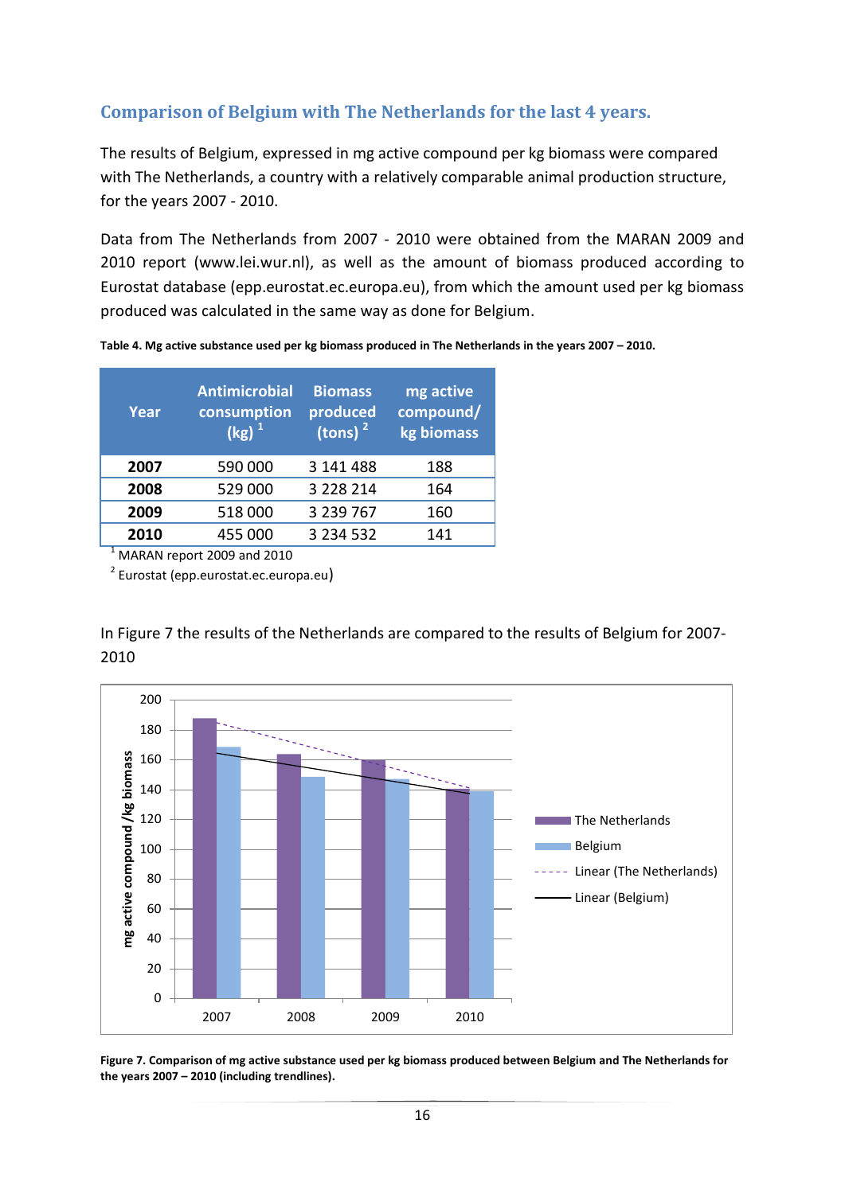## Comparison of Belgium with The Netherlands for the last 4 years.

The results of Belgium, expressed in mg active compound per kg biomass were compared with The Netherlands, a country with a relatively comparable animal production structure, for the years 2007 - 2010.

Data from The Netherlands from 2007 - 2010 were obtained from the MARAN 2009 and 2010 report (www.lei.wur.nl), as well as the amount of biomass produced according to Eurostat database (epp.eurostat.ec.europa.eu), from which the amount used per kg biomass produced was calculated in the same way as done for Belgium.

**Table 4. Mg active substance used per kg biomass produced in The Netherlands in the years 2007 – 2010.**

| Year | Antimicrobial consumption (kg) [1] | Biomass produced (tons) [2] | mg active compound/ kg biomass |
|---|---|---|---|
| **2007** | 590 000 | 3 141 488 | 188 |
| **2008** | 529 000 | 3 228 214 | 164 |
| **2009** | 518 000 | 3 239 767 | 160 |
| **2010** | 455 000 | 3 234 532 | 141 |

[1] MARAN report 2009 and 2010

[2] Eurostat (epp.eurostat.ec.europa.eu)

In Figure 7 the results of the Netherlands are compared to the results of Belgium for 2007-2010

**Figure 7. Comparison of mg active substance used per kg biomass produced between Belgium and The Netherlands for the years 2007 – 2010 (including trendlines).**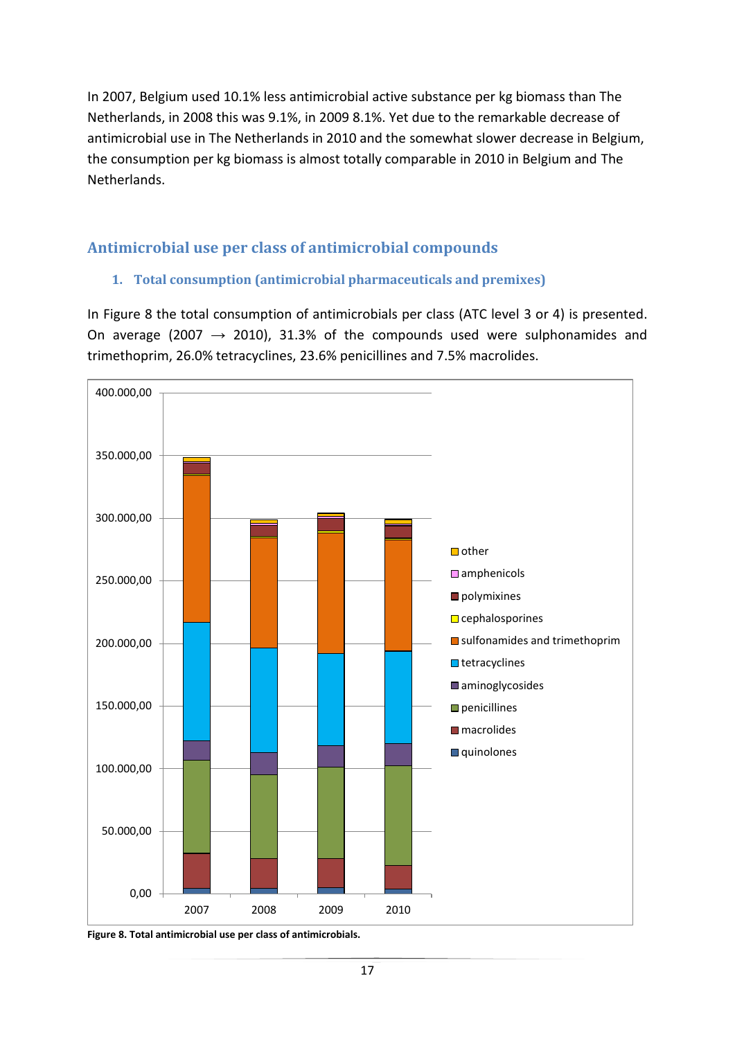In 2007, Belgium used 10.1% less antimicrobial active substance per kg biomass than The Netherlands, in 2008 this was 9.1%, in 2009 8.1%. Yet due to the remarkable decrease of antimicrobial use in The Netherlands in 2010 and the somewhat slower decrease in Belgium, the consumption per kg biomass is almost totally comparable in 2010 in Belgium and The Netherlands.

## Antimicrobial use per class of antimicrobial compounds

### 1. Total consumption (antimicrobial pharmaceuticals and premixes)

In Figure 8 the total consumption of antimicrobials per class (ATC level 3 or 4) is presented. On average (2007 → 2010), 31.3% of the compounds used were sulphonamides and trimethoprim, 26.0% tetracyclines, 23.6% penicillines and 7.5% macrolides.

**Figure 8. Total antimicrobial use per class of antimicrobials.**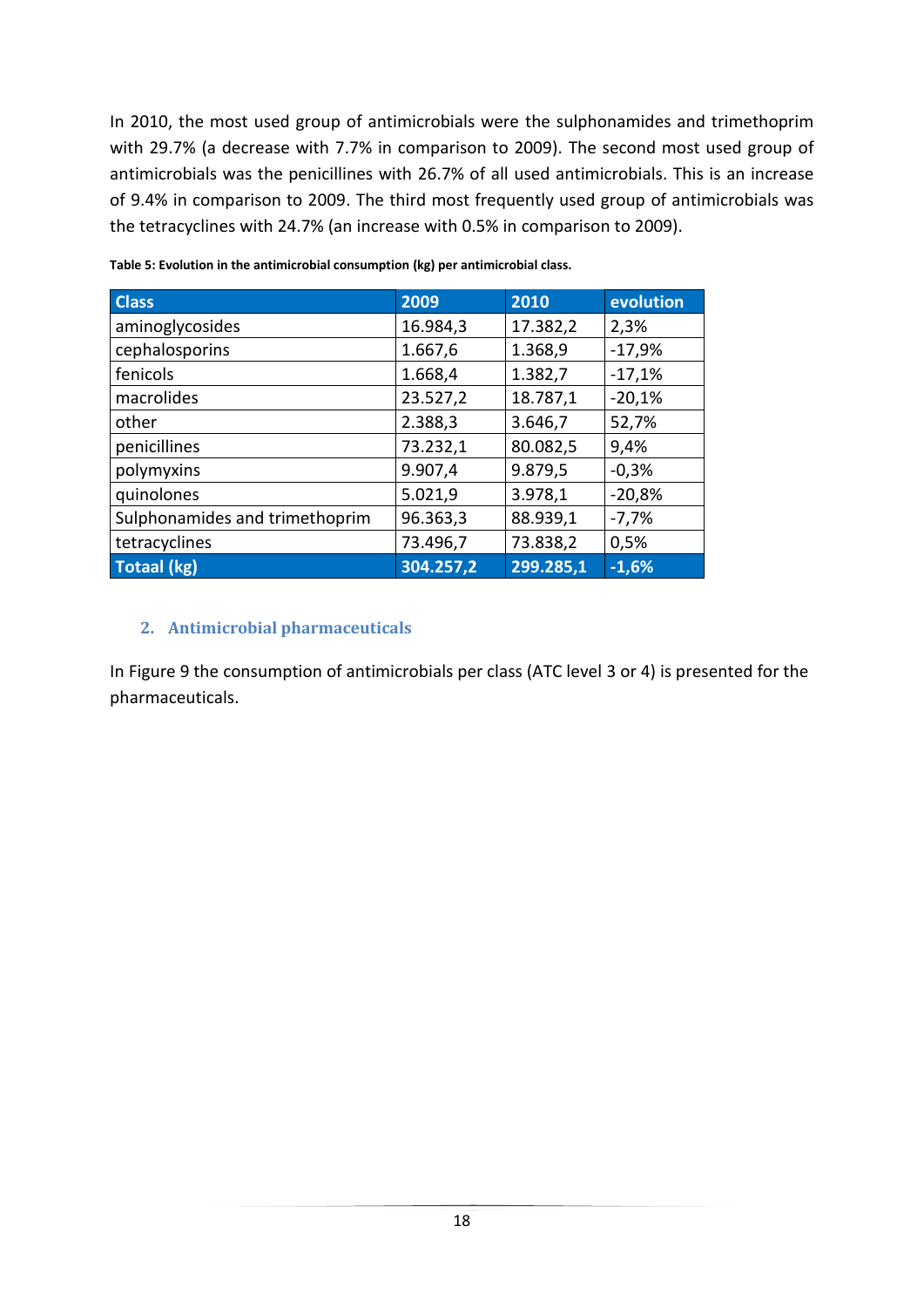In 2010, the most used group of antimicrobials were the sulphonamides and trimethoprim with 29.7% (a decrease with 7.7% in comparison to 2009). The second most used group of antimicrobials was the penicillines with 26.7% of all used antimicrobials. This is an increase of 9.4% in comparison to 2009. The third most frequently used group of antimicrobials was the tetracyclines with 24.7% (an increase with 0.5% in comparison to 2009).

**Table 5: Evolution in the antimicrobial consumption (kg) per antimicrobial class.**

| Class | 2009 | 2010 | evolution |
|---|---|---|---|
| aminoglycosides | 16.984,3 | 17.382,2 | 2,3% |
| cephalosporins | 1.667,6 | 1.368,9 | -17,9% |
| fenicols | 1.668,4 | 1.382,7 | -17,1% |
| macrolides | 23.527,2 | 18.787,1 | -20,1% |
| other | 2.388,3 | 3.646,7 | 52,7% |
| penicillines | 73.232,1 | 80.082,5 | 9,4% |
| polymyxins | 9.907,4 | 9.879,5 | -0,3% |
| quinolones | 5.021,9 | 3.978,1 | -20,8% |
| Sulphonamides and trimethoprim | 96.363,3 | 88.939,1 | -7,7% |
| tetracyclines | 73.496,7 | 73.838,2 | 0,5% |
| **Totaal (kg)** | **304.257,2** | **299.285,1** | **-1,6%** |

## 2. Antimicrobial pharmaceuticals

In Figure 9 the consumption of antimicrobials per class (ATC level 3 or 4) is presented for the pharmaceuticals.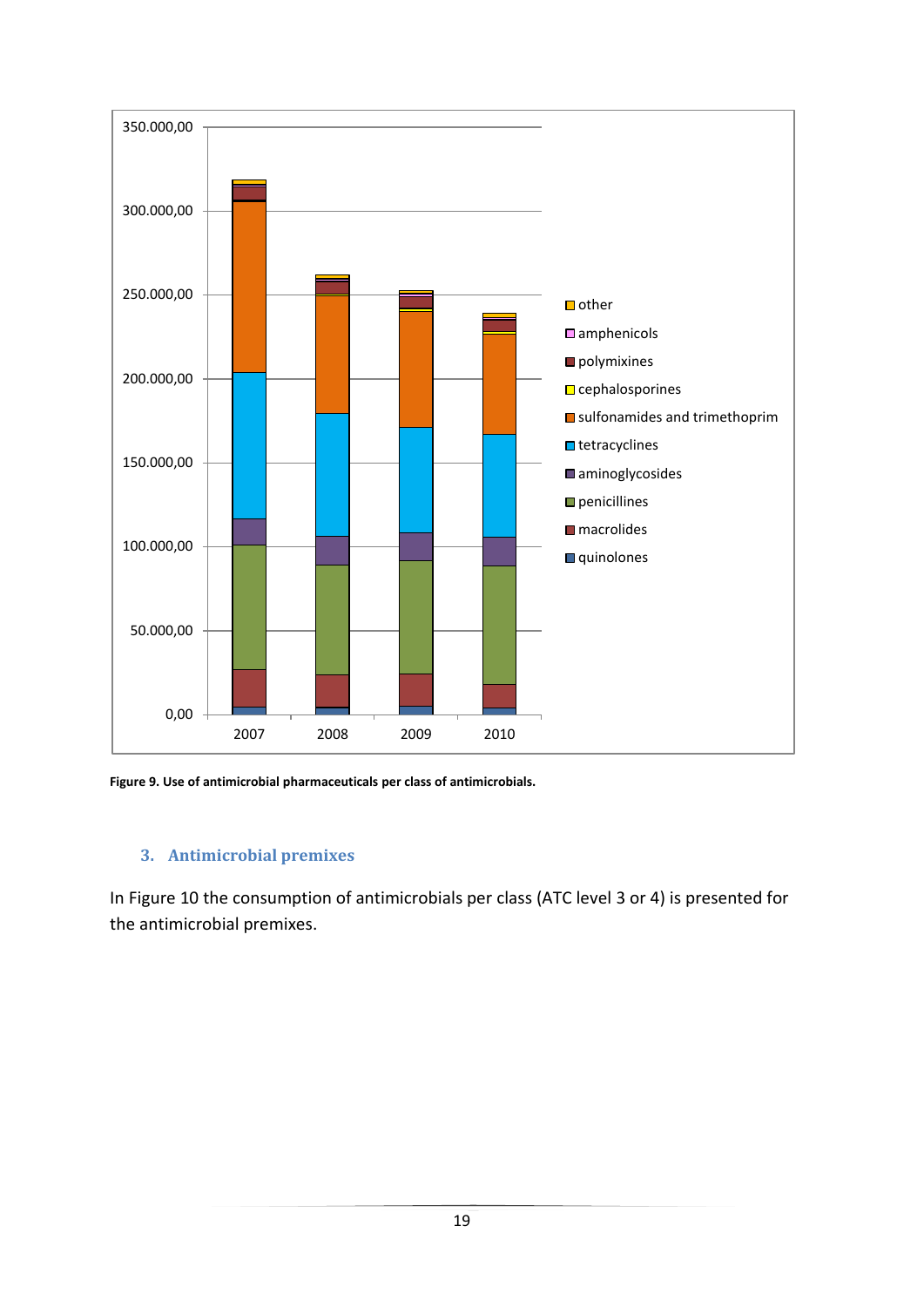**Figure 9. Use of antimicrobial pharmaceuticals per class of antimicrobials.**

### 3. Antimicrobial premixes

In Figure 10 the consumption of antimicrobials per class (ATC level 3 or 4) is presented for the antimicrobial premixes.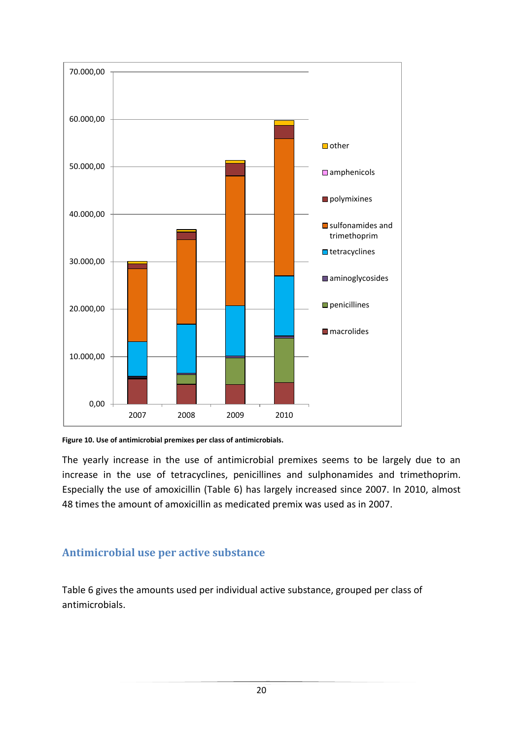**Figure 10. Use of antimicrobial premixes per class of antimicrobials.**

The yearly increase in the use of antimicrobial premixes seems to be largely due to an increase in the use of tetracyclines, penicillines and sulphonamides and trimethoprim. Especially the use of amoxicillin (Table 6) has largely increased since 2007. In 2010, almost 48 times the amount of amoxicillin as medicated premix was used as in 2007.

## Antimicrobial use per active substance

Table 6 gives the amounts used per individual active substance, grouped per class of antimicrobials.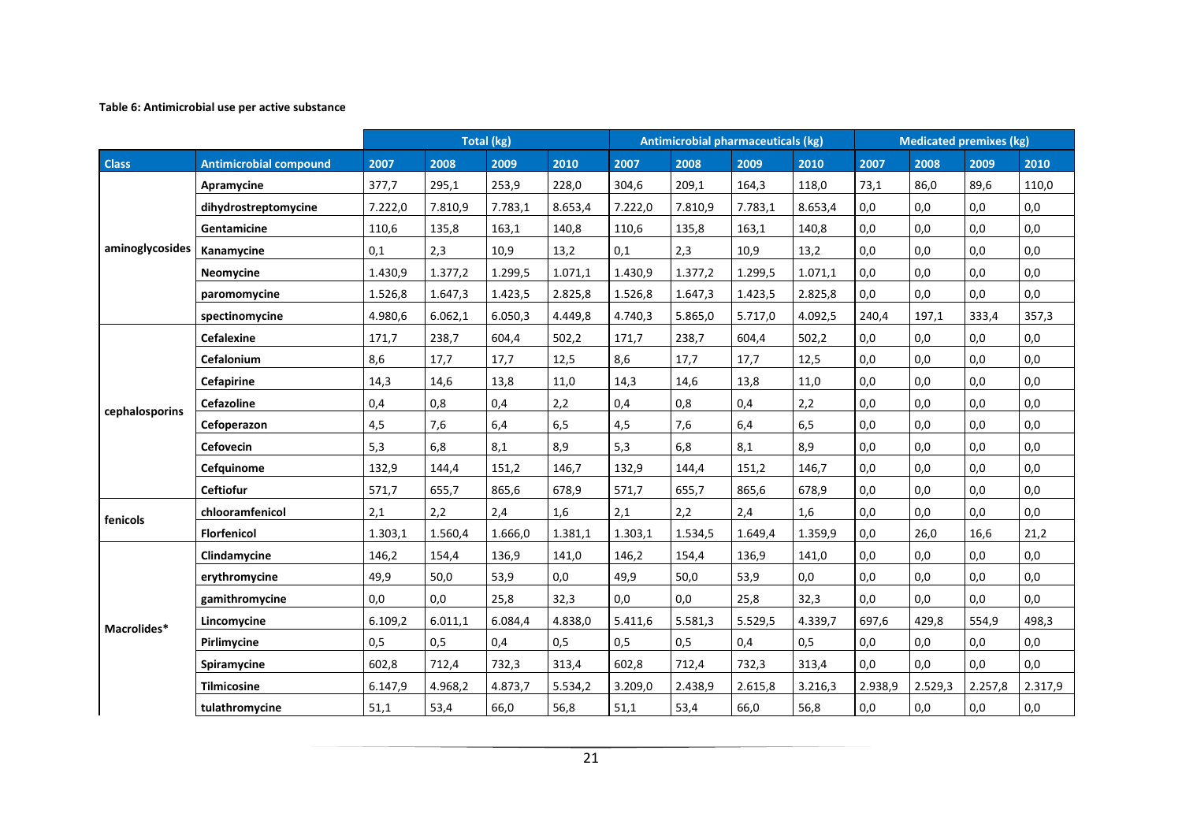**Table 6: Antimicrobial use per active substance**

| | | Total (kg) | | | | Antimicrobial pharmaceuticals (kg) | | | | Medicated premixes (kg) | | | |
|---|---|---|---|---|---|---|---|---|---|---|---|---|---|
| **Class** | **Antimicrobial compound** | **2007** | **2008** | **2009** | **2010** | **2007** | **2008** | **2009** | **2010** | **2007** | **2008** | **2009** | **2010** |
| aminoglycosides | **Apramycine** | 377,7 | 295,1 | 253,9 | 228,0 | 304,6 | 209,1 | 164,3 | 118,0 | 73,1 | 86,0 | 89,6 | 110,0 |
| | **dihydrostreptomycine** | 7.222,0 | 7.810,9 | 7.783,1 | 8.653,4 | 7.222,0 | 7.810,9 | 7.783,1 | 8.653,4 | 0,0 | 0,0 | 0,0 | 0,0 |
| | **Gentamicine** | 110,6 | 135,8 | 163,1 | 140,8 | 110,6 | 135,8 | 163,1 | 140,8 | 0,0 | 0,0 | 0,0 | 0,0 |
| | **Kanamycine** | 0,1 | 2,3 | 10,9 | 13,2 | 0,1 | 2,3 | 10,9 | 13,2 | 0,0 | 0,0 | 0,0 | 0,0 |
| | **Neomycine** | 1.430,9 | 1.377,2 | 1.299,5 | 1.071,1 | 1.430,9 | 1.377,2 | 1.299,5 | 1.071,1 | 0,0 | 0,0 | 0,0 | 0,0 |
| | **paromomycine** | 1.526,8 | 1.647,3 | 1.423,5 | 2.825,8 | 1.526,8 | 1.647,3 | 1.423,5 | 2.825,8 | 0,0 | 0,0 | 0,0 | 0,0 |
| | **spectinomycine** | 4.980,6 | 6.062,1 | 6.050,3 | 4.449,8 | 4.740,3 | 5.865,0 | 5.717,0 | 4.092,5 | 240,4 | 197,1 | 333,4 | 357,3 |
| cephalosporins | **Cefalexine** | 171,7 | 238,7 | 604,4 | 502,2 | 171,7 | 238,7 | 604,4 | 502,2 | 0,0 | 0,0 | 0,0 | 0,0 |
| | **Cefalonium** | 8,6 | 17,7 | 17,7 | 12,5 | 8,6 | 17,7 | 17,7 | 12,5 | 0,0 | 0,0 | 0,0 | 0,0 |
| | **Cefapirine** | 14,3 | 14,6 | 13,8 | 11,0 | 14,3 | 14,6 | 13,8 | 11,0 | 0,0 | 0,0 | 0,0 | 0,0 |
| | **Cefazoline** | 0,4 | 0,8 | 0,4 | 2,2 | 0,4 | 0,8 | 0,4 | 2,2 | 0,0 | 0,0 | 0,0 | 0,0 |
| | **Cefoperazon** | 4,5 | 7,6 | 6,4 | 6,5 | 4,5 | 7,6 | 6,4 | 6,5 | 0,0 | 0,0 | 0,0 | 0,0 |
| | **Cefovecin** | 5,3 | 6,8 | 8,1 | 8,9 | 5,3 | 6,8 | 8,1 | 8,9 | 0,0 | 0,0 | 0,0 | 0,0 |
| | **Cefquinome** | 132,9 | 144,4 | 151,2 | 146,7 | 132,9 | 144,4 | 151,2 | 146,7 | 0,0 | 0,0 | 0,0 | 0,0 |
| | **Ceftiofur** | 571,7 | 655,7 | 865,6 | 678,9 | 571,7 | 655,7 | 865,6 | 678,9 | 0,0 | 0,0 | 0,0 | 0,0 |
| fenicols | **chlooramfenicol** | 2,1 | 2,2 | 2,4 | 1,6 | 2,1 | 2,2 | 2,4 | 1,6 | 0,0 | 0,0 | 0,0 | 0,0 |
| | **Florfenicol** | 1.303,1 | 1.560,4 | 1.666,0 | 1.381,1 | 1.303,1 | 1.534,5 | 1.649,4 | 1.359,9 | 0,0 | 26,0 | 16,6 | 21,2 |
| Macrolides* | **Clindamycine** | 146,2 | 154,4 | 136,9 | 141,0 | 146,2 | 154,4 | 136,9 | 141,0 | 0,0 | 0,0 | 0,0 | 0,0 |
| | **erythromycine** | 49,9 | 50,0 | 53,9 | 0,0 | 49,9 | 50,0 | 53,9 | 0,0 | 0,0 | 0,0 | 0,0 | 0,0 |
| | **gamithromycine** | 0,0 | 0,0 | 25,8 | 32,3 | 0,0 | 0,0 | 25,8 | 32,3 | 0,0 | 0,0 | 0,0 | 0,0 |
| | **Lincomycine** | 6.109,2 | 6.011,1 | 6.084,4 | 4.838,0 | 5.411,6 | 5.581,3 | 5.529,5 | 4.339,7 | 697,6 | 429,8 | 554,9 | 498,3 |
| | **Pirlimycine** | 0,5 | 0,5 | 0,4 | 0,5 | 0,5 | 0,5 | 0,4 | 0,5 | 0,0 | 0,0 | 0,0 | 0,0 |
| | **Spiramycine** | 602,8 | 712,4 | 732,3 | 313,4 | 602,8 | 712,4 | 732,3 | 313,4 | 0,0 | 0,0 | 0,0 | 0,0 |
| | **Tilmicosine** | 6.147,9 | 4.968,2 | 4.873,7 | 5.534,2 | 3.209,0 | 2.438,9 | 2.615,8 | 3.216,3 | 2.938,9 | 2.529,3 | 2.257,8 | 2.317,9 |
| | **tulathromycine** | 51,1 | 53,4 | 66,0 | 56,8 | 51,1 | 53,4 | 66,0 | 56,8 | 0,0 | 0,0 | 0,0 | 0,0 |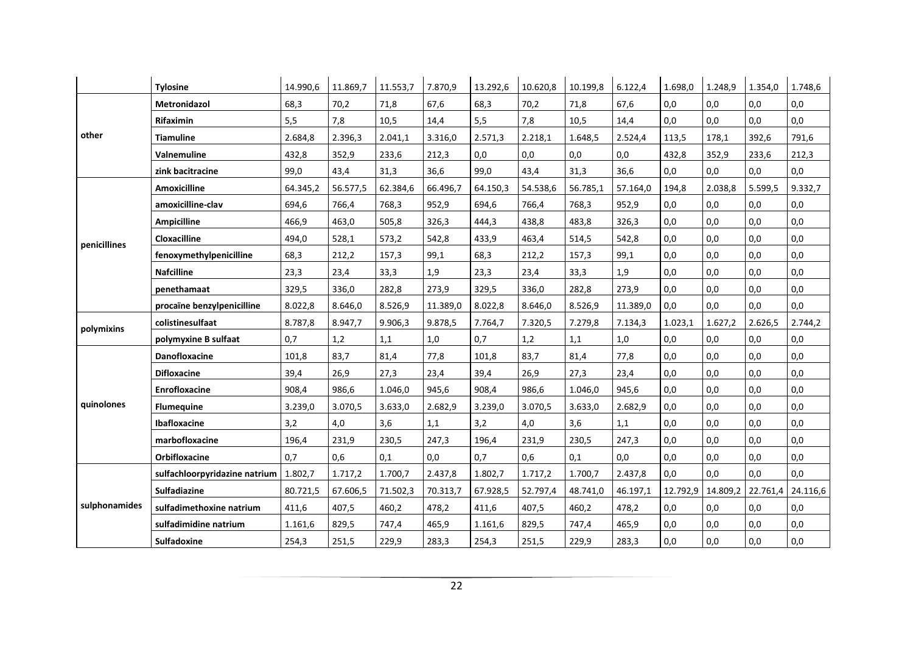| | | | | | | | | | | | | | |
|---|---|---|---|---|---|---|---|---|---|---|---|---|---|
| | **Tylosine** | 14.990,6 | 11.869,7 | 11.553,7 | 7.870,9 | 13.292,6 | 10.620,8 | 10.199,8 | 6.122,4 | 1.698,0 | 1.248,9 | 1.354,0 | 1.748,6 |
| other | **Metronidazol** | 68,3 | 70,2 | 71,8 | 67,6 | 68,3 | 70,2 | 71,8 | 67,6 | 0,0 | 0,0 | 0,0 | 0,0 |
| | **Rifaximin** | 5,5 | 7,8 | 10,5 | 14,4 | 5,5 | 7,8 | 10,5 | 14,4 | 0,0 | 0,0 | 0,0 | 0,0 |
| | **Tiamuline** | 2.684,8 | 2.396,3 | 2.041,1 | 3.316,0 | 2.571,3 | 2.218,1 | 1.648,5 | 2.524,4 | 113,5 | 178,1 | 392,6 | 791,6 |
| | **Valnemuline** | 432,8 | 352,9 | 233,6 | 212,3 | 0,0 | 0,0 | 0,0 | 0,0 | 432,8 | 352,9 | 233,6 | 212,3 |
| | **zink bacitracine** | 99,0 | 43,4 | 31,3 | 36,6 | 99,0 | 43,4 | 31,3 | 36,6 | 0,0 | 0,0 | 0,0 | 0,0 |
| penicillines | **Amoxicilline** | 64.345,2 | 56.577,5 | 62.384,6 | 66.496,7 | 64.150,3 | 54.538,6 | 56.785,1 | 57.164,0 | 194,8 | 2.038,8 | 5.599,5 | 9.332,7 |
| | **amoxicilline-clav** | 694,6 | 766,4 | 768,3 | 952,9 | 694,6 | 766,4 | 768,3 | 952,9 | 0,0 | 0,0 | 0,0 | 0,0 |
| | **Ampicilline** | 466,9 | 463,0 | 505,8 | 326,3 | 444,3 | 438,8 | 483,8 | 326,3 | 0,0 | 0,0 | 0,0 | 0,0 |
| | **Cloxacilline** | 494,0 | 528,1 | 573,2 | 542,8 | 433,9 | 463,4 | 514,5 | 542,8 | 0,0 | 0,0 | 0,0 | 0,0 |
| | **fenoxymethylpenicilline** | 68,3 | 212,2 | 157,3 | 99,1 | 68,3 | 212,2 | 157,3 | 99,1 | 0,0 | 0,0 | 0,0 | 0,0 |
| | **Nafcilline** | 23,3 | 23,4 | 33,3 | 1,9 | 23,3 | 23,4 | 33,3 | 1,9 | 0,0 | 0,0 | 0,0 | 0,0 |
| | **penethamaat** | 329,5 | 336,0 | 282,8 | 273,9 | 329,5 | 336,0 | 282,8 | 273,9 | 0,0 | 0,0 | 0,0 | 0,0 |
| | **procaïne benzylpenicilline** | 8.022,8 | 8.646,0 | 8.526,9 | 11.389,0 | 8.022,8 | 8.646,0 | 8.526,9 | 11.389,0 | 0,0 | 0,0 | 0,0 | 0,0 |
| polymixins | **colistinesulfaat** | 8.787,8 | 8.947,7 | 9.906,3 | 9.878,5 | 7.764,7 | 7.320,5 | 7.279,8 | 7.134,3 | 1.023,1 | 1.627,2 | 2.626,5 | 2.744,2 |
| | **polymyxine B sulfaat** | 0,7 | 1,2 | 1,1 | 1,0 | 0,7 | 1,2 | 1,1 | 1,0 | 0,0 | 0,0 | 0,0 | 0,0 |
| quinolones | **Danofloxacine** | 101,8 | 83,7 | 81,4 | 77,8 | 101,8 | 83,7 | 81,4 | 77,8 | 0,0 | 0,0 | 0,0 | 0,0 |
| | **Difloxacine** | 39,4 | 26,9 | 27,3 | 23,4 | 39,4 | 26,9 | 27,3 | 23,4 | 0,0 | 0,0 | 0,0 | 0,0 |
| | **Enrofloxacine** | 908,4 | 986,6 | 1.046,0 | 945,6 | 908,4 | 986,6 | 1.046,0 | 945,6 | 0,0 | 0,0 | 0,0 | 0,0 |
| | **Flumequine** | 3.239,0 | 3.070,5 | 3.633,0 | 2.682,9 | 3.239,0 | 3.070,5 | 3.633,0 | 2.682,9 | 0,0 | 0,0 | 0,0 | 0,0 |
| | **Ibafloxacine** | 3,2 | 4,0 | 3,6 | 1,1 | 3,2 | 4,0 | 3,6 | 1,1 | 0,0 | 0,0 | 0,0 | 0,0 |
| | **marbofloxacine** | 196,4 | 231,9 | 230,5 | 247,3 | 196,4 | 231,9 | 230,5 | 247,3 | 0,0 | 0,0 | 0,0 | 0,0 |
| | **Orbifloxacine** | 0,7 | 0,6 | 0,1 | 0,0 | 0,7 | 0,6 | 0,1 | 0,0 | 0,0 | 0,0 | 0,0 | 0,0 |
| sulphonamides | **sulfachloorpyridazine natrium** | 1.802,7 | 1.717,2 | 1.700,7 | 2.437,8 | 1.802,7 | 1.717,2 | 1.700,7 | 2.437,8 | 0,0 | 0,0 | 0,0 | 0,0 |
| | **Sulfadiazine** | 80.721,5 | 67.606,5 | 71.502,3 | 70.313,7 | 67.928,5 | 52.797,4 | 48.741,0 | 46.197,1 | 12.792,9 | 14.809,2 | 22.761,4 | 24.116,6 |
| | **sulfadimethoxine natrium** | 411,6 | 407,5 | 460,2 | 478,2 | 411,6 | 407,5 | 460,2 | 478,2 | 0,0 | 0,0 | 0,0 | 0,0 |
| | **sulfadimidine natrium** | 1.161,6 | 829,5 | 747,4 | 465,9 | 1.161,6 | 829,5 | 747,4 | 465,9 | 0,0 | 0,0 | 0,0 | 0,0 |
| | **Sulfadoxine** | 254,3 | 251,5 | 229,9 | 283,3 | 254,3 | 251,5 | 229,9 | 283,3 | 0,0 | 0,0 | 0,0 | 0,0 |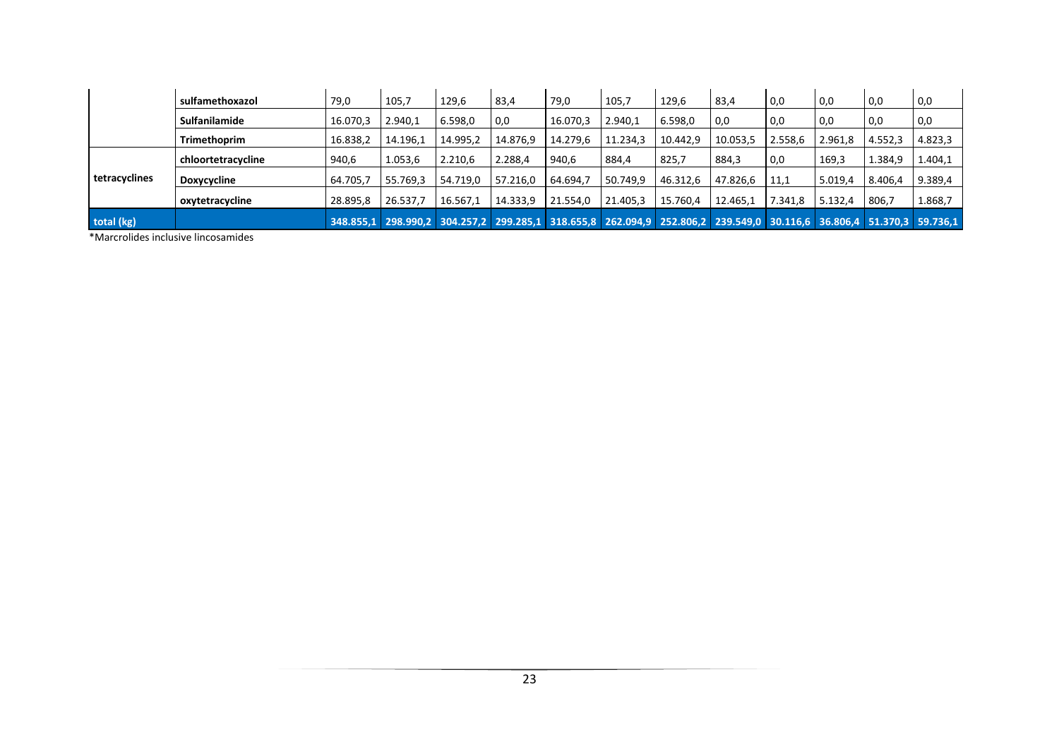| | | | | | | | | | | | | | |
|---|---|---|---|---|---|---|---|---|---|---|---|---|---|
| | **sulfamethoxazol** | 79,0 | 105,7 | 129,6 | 83,4 | 79,0 | 105,7 | 129,6 | 83,4 | 0,0 | 0,0 | 0,0 | 0,0 |
| | **Sulfanilamide** | 16.070,3 | 2.940,1 | 6.598,0 | 0,0 | 16.070,3 | 2.940,1 | 6.598,0 | 0,0 | 0,0 | 0,0 | 0,0 | 0,0 |
| | **Trimethoprim** | 16.838,2 | 14.196,1 | 14.995,2 | 14.876,9 | 14.279,6 | 11.234,3 | 10.442,9 | 10.053,5 | 2.558,6 | 2.961,8 | 4.552,3 | 4.823,3 |
| **tetracyclines** | **chloortetracycline** | 940,6 | 1.053,6 | 2.210,6 | 2.288,4 | 940,6 | 884,4 | 825,7 | 884,3 | 0,0 | 169,3 | 1.384,9 | 1.404,1 |
| | **Doxycycline** | 64.705,7 | 55.769,3 | 54.719,0 | 57.216,0 | 64.694,7 | 50.749,9 | 46.312,6 | 47.826,6 | 11,1 | 5.019,4 | 8.406,4 | 9.389,4 |
| | **oxytetracycline** | 28.895,8 | 26.537,7 | 16.567,1 | 14.333,9 | 21.554,0 | 21.405,3 | 15.760,4 | 12.465,1 | 7.341,8 | 5.132,4 | 806,7 | 1.868,7 |
| **total (kg)** | | **348.855,1** | **298.990,2** | **304.257,2** | **299.285,1** | **318.655,8** | **262.094,9** | **252.806,2** | **239.549,0** | **30.116,6** | **36.806,4** | **51.370,3** | **59.736,1** |

*Marcrolides inclusive lincosamides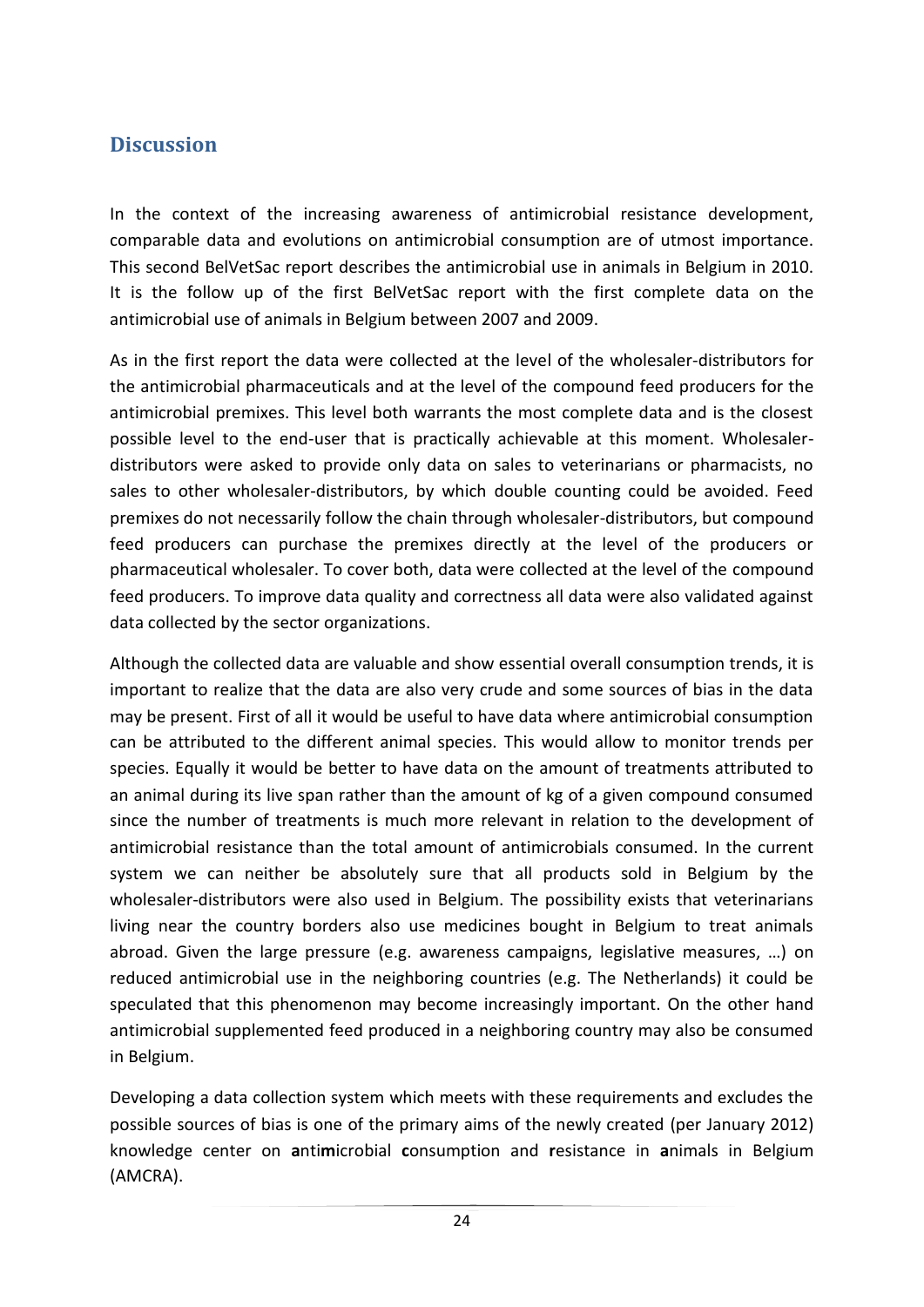## Discussion

In the context of the increasing awareness of antimicrobial resistance development, comparable data and evolutions on antimicrobial consumption are of utmost importance. This second BelVetSac report describes the antimicrobial use in animals in Belgium in 2010. It is the follow up of the first BelVetSac report with the first complete data on the antimicrobial use of animals in Belgium between 2007 and 2009.

As in the first report the data were collected at the level of the wholesaler-distributors for the antimicrobial pharmaceuticals and at the level of the compound feed producers for the antimicrobial premixes. This level both warrants the most complete data and is the closest possible level to the end-user that is practically achievable at this moment. Wholesaler-distributors were asked to provide only data on sales to veterinarians or pharmacists, no sales to other wholesaler-distributors, by which double counting could be avoided. Feed premixes do not necessarily follow the chain through wholesaler-distributors, but compound feed producers can purchase the premixes directly at the level of the producers or pharmaceutical wholesaler. To cover both, data were collected at the level of the compound feed producers. To improve data quality and correctness all data were also validated against data collected by the sector organizations.

Although the collected data are valuable and show essential overall consumption trends, it is important to realize that the data are also very crude and some sources of bias in the data may be present. First of all it would be useful to have data where antimicrobial consumption can be attributed to the different animal species. This would allow to monitor trends per species. Equally it would be better to have data on the amount of treatments attributed to an animal during its live span rather than the amount of kg of a given compound consumed since the number of treatments is much more relevant in relation to the development of antimicrobial resistance than the total amount of antimicrobials consumed. In the current system we can neither be absolutely sure that all products sold in Belgium by the wholesaler-distributors were also used in Belgium. The possibility exists that veterinarians living near the country borders also use medicines bought in Belgium to treat animals abroad. Given the large pressure (e.g. awareness campaigns, legislative measures, …) on reduced antimicrobial use in the neighboring countries (e.g. The Netherlands) it could be speculated that this phenomenon may become increasingly important. On the other hand antimicrobial supplemented feed produced in a neighboring country may also be consumed in Belgium.

Developing a data collection system which meets with these requirements and excludes the possible sources of bias is one of the primary aims of the newly created (per January 2012) knowledge center on **a**nti**m**icrobial **c**onsumption and **r**esistance in **a**nimals in Belgium (AMCRA).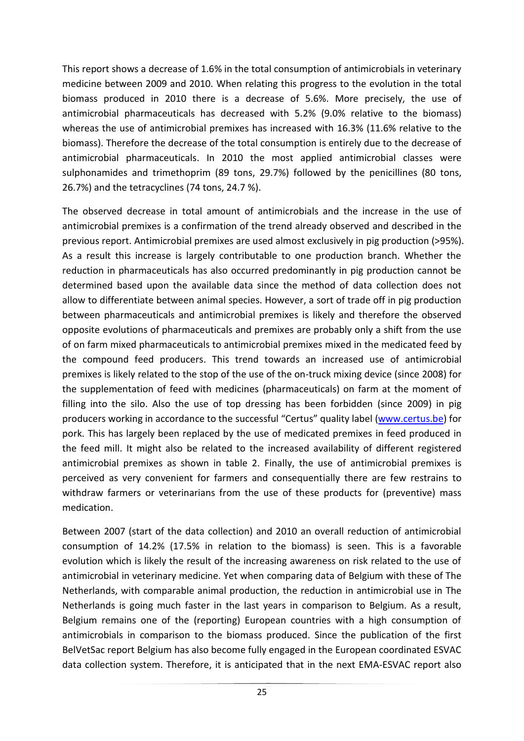This report shows a decrease of 1.6% in the total consumption of antimicrobials in veterinary medicine between 2009 and 2010. When relating this progress to the evolution in the total biomass produced in 2010 there is a decrease of 5.6%. More precisely, the use of antimicrobial pharmaceuticals has decreased with 5.2% (9.0% relative to the biomass) whereas the use of antimicrobial premixes has increased with 16.3% (11.6% relative to the biomass). Therefore the decrease of the total consumption is entirely due to the decrease of antimicrobial pharmaceuticals. In 2010 the most applied antimicrobial classes were sulphonamides and trimethoprim (89 tons, 29.7%) followed by the penicillines (80 tons, 26.7%) and the tetracyclines (74 tons, 24.7 %).

The observed decrease in total amount of antimicrobials and the increase in the use of antimicrobial premixes is a confirmation of the trend already observed and described in the previous report. Antimicrobial premixes are used almost exclusively in pig production (>95%). As a result this increase is largely contributable to one production branch. Whether the reduction in pharmaceuticals has also occurred predominantly in pig production cannot be determined based upon the available data since the method of data collection does not allow to differentiate between animal species. However, a sort of trade off in pig production between pharmaceuticals and antimicrobial premixes is likely and therefore the observed opposite evolutions of pharmaceuticals and premixes are probably only a shift from the use of on farm mixed pharmaceuticals to antimicrobial premixes mixed in the medicated feed by the compound feed producers. This trend towards an increased use of antimicrobial premixes is likely related to the stop of the use of the on-truck mixing device (since 2008) for the supplementation of feed with medicines (pharmaceuticals) on farm at the moment of filling into the silo. Also the use of top dressing has been forbidden (since 2009) in pig producers working in accordance to the successful "Certus" quality label ([www.certus.be](http://www.certus.be)) for pork. This has largely been replaced by the use of medicated premixes in feed produced in the feed mill. It might also be related to the increased availability of different registered antimicrobial premixes as shown in table 2. Finally, the use of antimicrobial premixes is perceived as very convenient for farmers and consequentially there are few restrains to withdraw farmers or veterinarians from the use of these products for (preventive) mass medication.

Between 2007 (start of the data collection) and 2010 an overall reduction of antimicrobial consumption of 14.2% (17.5% in relation to the biomass) is seen. This is a favorable evolution which is likely the result of the increasing awareness on risk related to the use of antimicrobial in veterinary medicine. Yet when comparing data of Belgium with these of The Netherlands, with comparable animal production, the reduction in antimicrobial use in The Netherlands is going much faster in the last years in comparison to Belgium. As a result, Belgium remains one of the (reporting) European countries with a high consumption of antimicrobials in comparison to the biomass produced. Since the publication of the first BelVetSac report Belgium has also become fully engaged in the European coordinated ESVAC data collection system. Therefore, it is anticipated that in the next EMA-ESVAC report also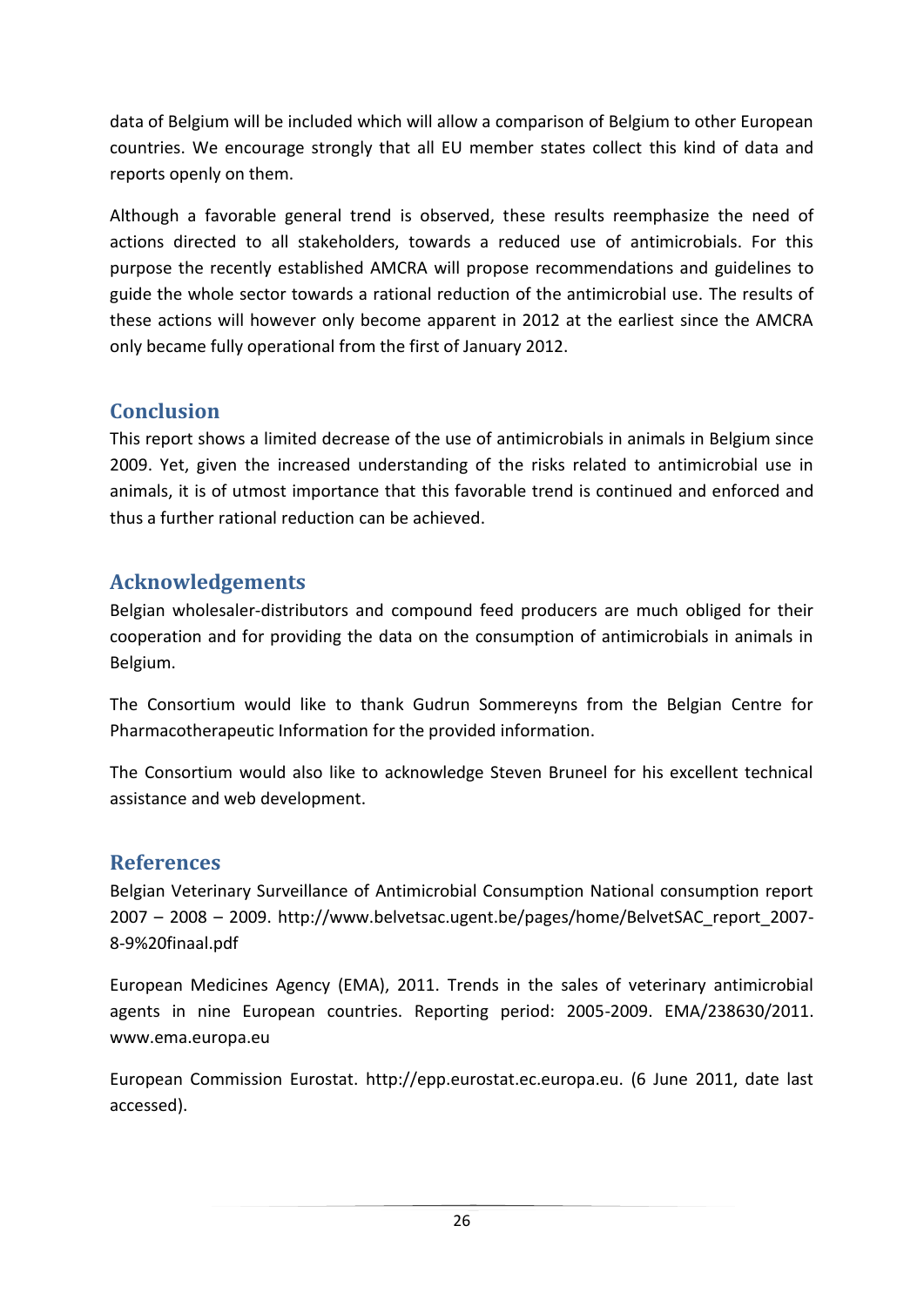data of Belgium will be included which will allow a comparison of Belgium to other European countries. We encourage strongly that all EU member states collect this kind of data and reports openly on them.

Although a favorable general trend is observed, these results reemphasize the need of actions directed to all stakeholders, towards a reduced use of antimicrobials. For this purpose the recently established AMCRA will propose recommendations and guidelines to guide the whole sector towards a rational reduction of the antimicrobial use. The results of these actions will however only become apparent in 2012 at the earliest since the AMCRA only became fully operational from the first of January 2012.

## Conclusion

This report shows a limited decrease of the use of antimicrobials in animals in Belgium since 2009. Yet, given the increased understanding of the risks related to antimicrobial use in animals, it is of utmost importance that this favorable trend is continued and enforced and thus a further rational reduction can be achieved.

## Acknowledgements

Belgian wholesaler-distributors and compound feed producers are much obliged for their cooperation and for providing the data on the consumption of antimicrobials in animals in Belgium.

The Consortium would like to thank Gudrun Sommereyns from the Belgian Centre for Pharmacotherapeutic Information for the provided information.

The Consortium would also like to acknowledge Steven Bruneel for his excellent technical assistance and web development.

## References

Belgian Veterinary Surveillance of Antimicrobial Consumption National consumption report 2007 – 2008 – 2009. http://www.belvetsac.ugent.be/pages/home/BelvetSAC_report_2007-8-9%20finaal.pdf

European Medicines Agency (EMA), 2011. Trends in the sales of veterinary antimicrobial agents in nine European countries. Reporting period: 2005-2009. EMA/238630/2011. www.ema.europa.eu

European Commission Eurostat. http://epp.eurostat.ec.europa.eu. (6 June 2011, date last accessed).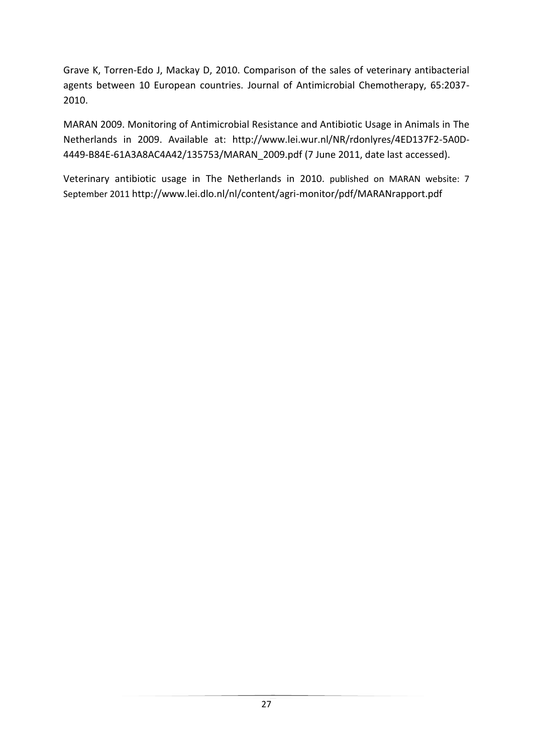Grave K, Torren-Edo J, Mackay D, 2010. Comparison of the sales of veterinary antibacterial agents between 10 European countries. Journal of Antimicrobial Chemotherapy, 65:2037-2010.

MARAN 2009. Monitoring of Antimicrobial Resistance and Antibiotic Usage in Animals in The Netherlands in 2009. Available at: http://www.lei.wur.nl/NR/rdonlyres/4ED137F2-5A0D-4449-B84E-61A3A8AC4A42/135753/MARAN_2009.pdf (7 June 2011, date last accessed).

Veterinary antibiotic usage in The Netherlands in 2010. published on MARAN website: 7 September 2011 http://www.lei.dlo.nl/nl/content/agri-monitor/pdf/MARANrapport.pdf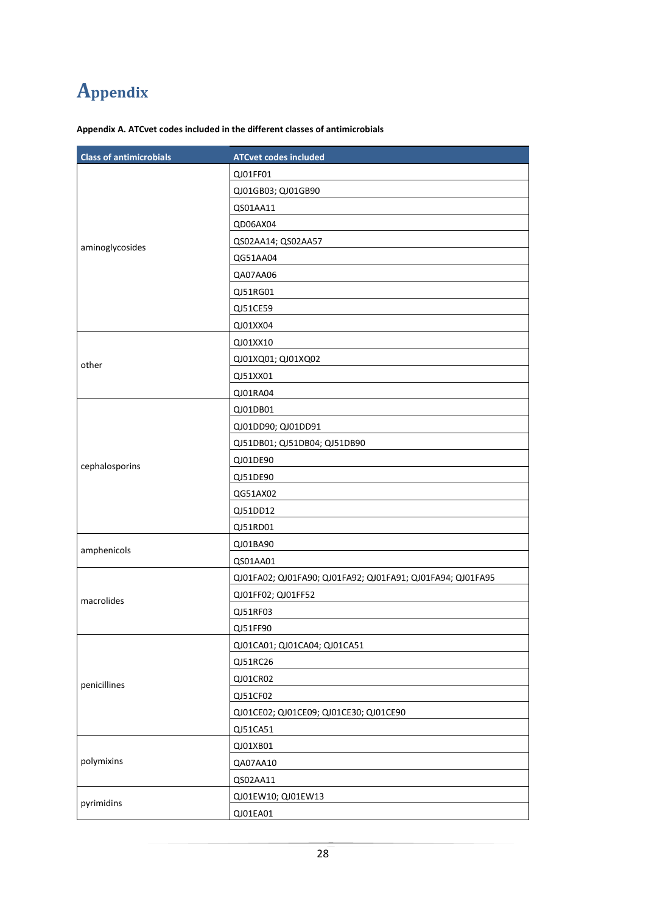# Appendix

**Appendix A. ATCvet codes included in the different classes of antimicrobials**

| Class of antimicrobials | ATCvet codes included |
|---|---|
| aminoglycosides | QJ01FF01 |
| | QJ01GB03; QJ01GB90 |
| | QS01AA11 |
| | QD06AX04 |
| | QS02AA14; QS02AA57 |
| | QG51AA04 |
| | QA07AA06 |
| | QJ51RG01 |
| | QJ51CE59 |
| | QJ01XX04 |
| other | QJ01XX10 |
| | QJ01XQ01; QJ01XQ02 |
| | QJ51XX01 |
| | QJ01RA04 |
| cephalosporins | QJ01DB01 |
| | QJ01DD90; QJ01DD91 |
| | QJ51DB01; QJ51DB04; QJ51DB90 |
| | QJ01DE90 |
| | QJ51DE90 |
| | QG51AX02 |
| | QJ51DD12 |
| | QJ51RD01 |
| amphenicols | QJ01BA90 |
| | QS01AA01 |
| macrolides | QJ01FA02; QJ01FA90; QJ01FA92; QJ01FA91; QJ01FA94; QJ01FA95 |
| | QJ01FF02; QJ01FF52 |
| | QJ51RF03 |
| | QJ51FF90 |
| penicillines | QJ01CA01; QJ01CA04; QJ01CA51 |
| | QJ51RC26 |
| | QJ01CR02 |
| | QJ51CF02 |
| | QJ01CE02; QJ01CE09; QJ01CE30; QJ01CE90 |
| | QJ51CA51 |
| polymixins | QJ01XB01 |
| | QA07AA10 |
| | QS02AA11 |
| pyrimidins | QJ01EW10; QJ01EW13 |
| | QJ01EA01 |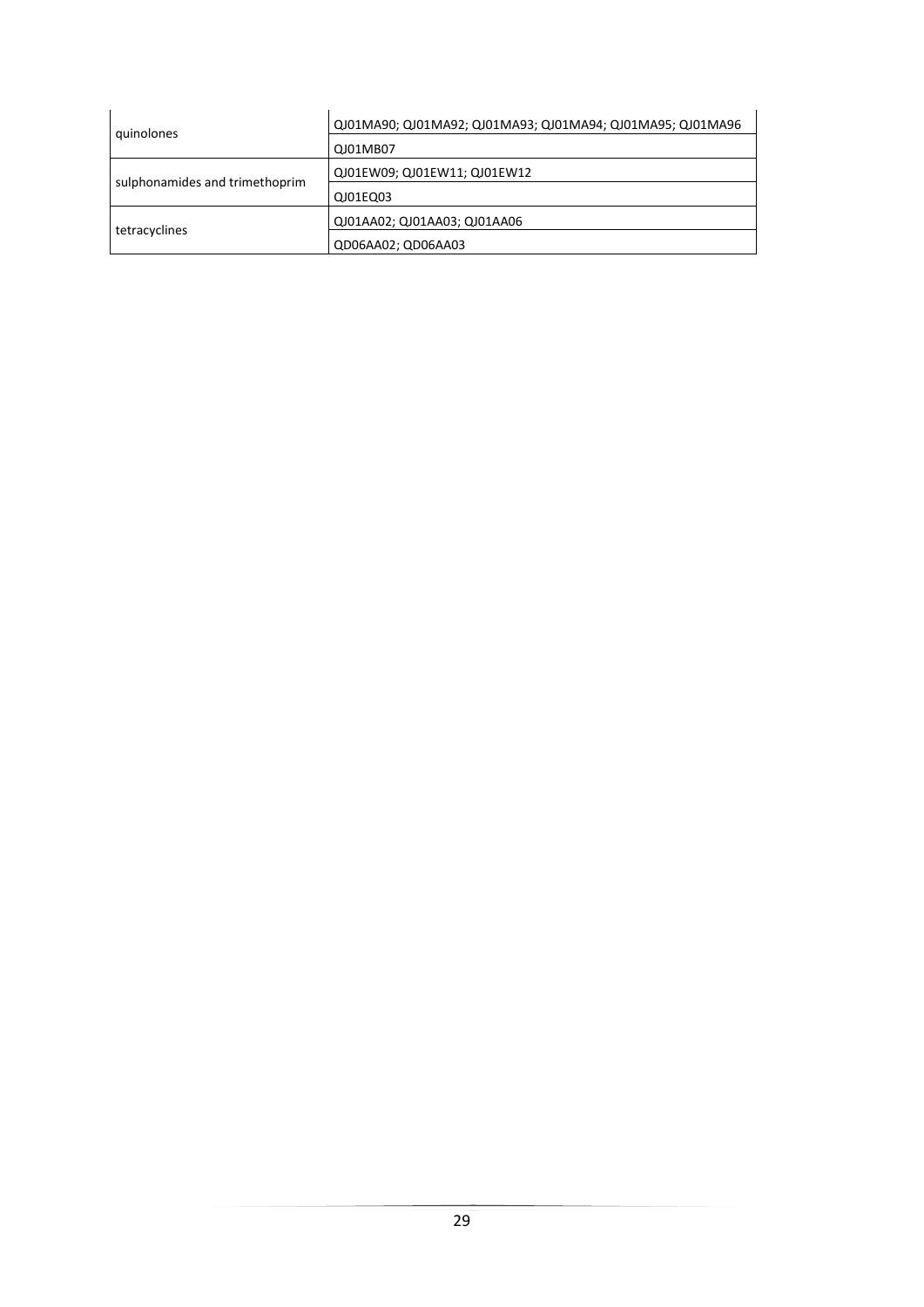| | |
|---|---|
| quinolones | QJ01MA90; QJ01MA92; QJ01MA93; QJ01MA94; QJ01MA95; QJ01MA96 |
| | QJ01MB07 |
| sulphonamides and trimethoprim | QJ01EW09; QJ01EW11; QJ01EW12 |
| | QJ01EQ03 |
| tetracyclines | QJ01AA02; QJ01AA03; QJ01AA06 |
| | QD06AA02; QD06AA03 |